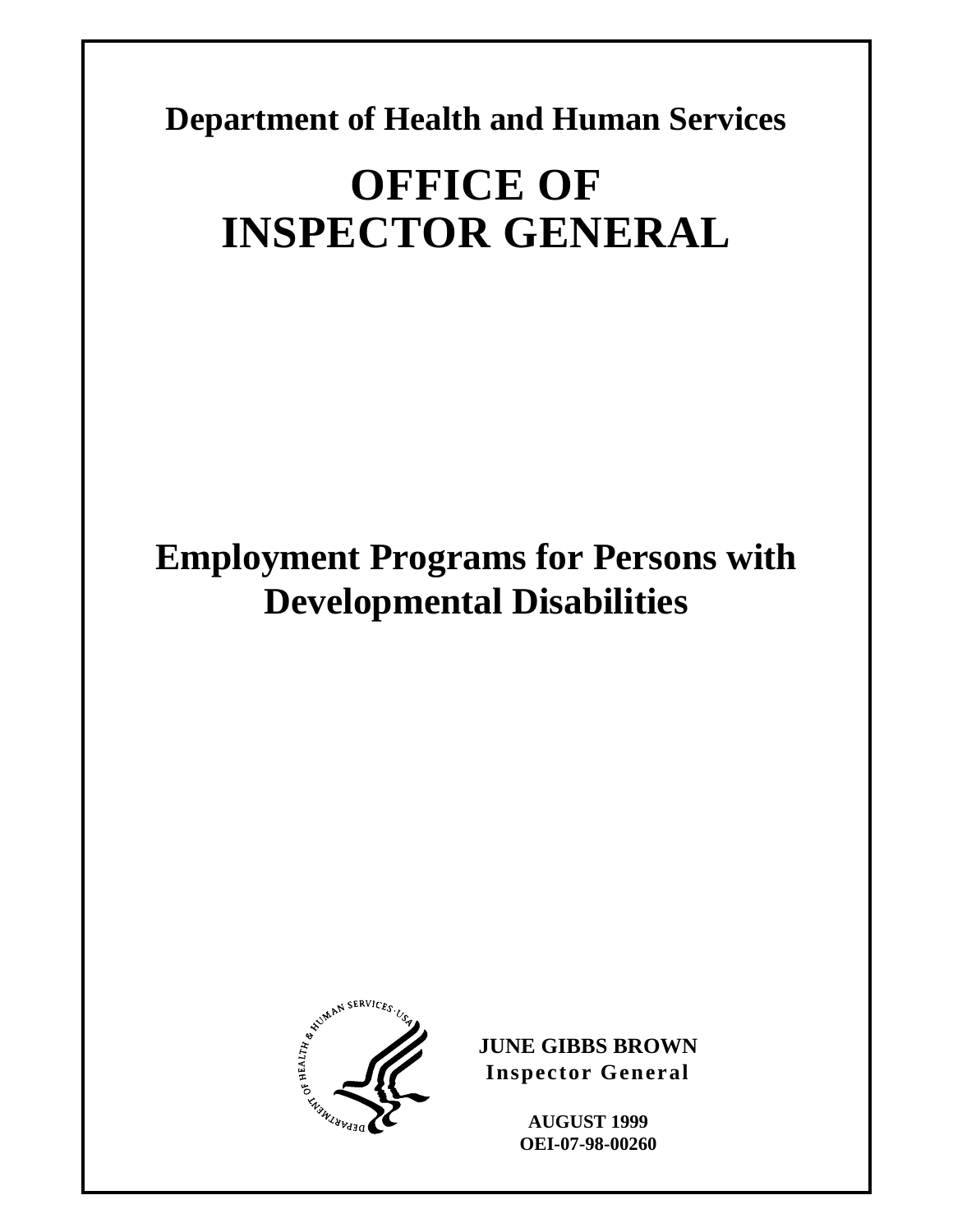**Department of Health and Human Services**

# OFFICE OF INSPECTOR GENERAL

# Employment Programs for Persons with Developmental Disabilities

**JUNE GIBBS BROWN**
**Inspector General**

**AUGUST 1999**
**OEI-07-98-00260**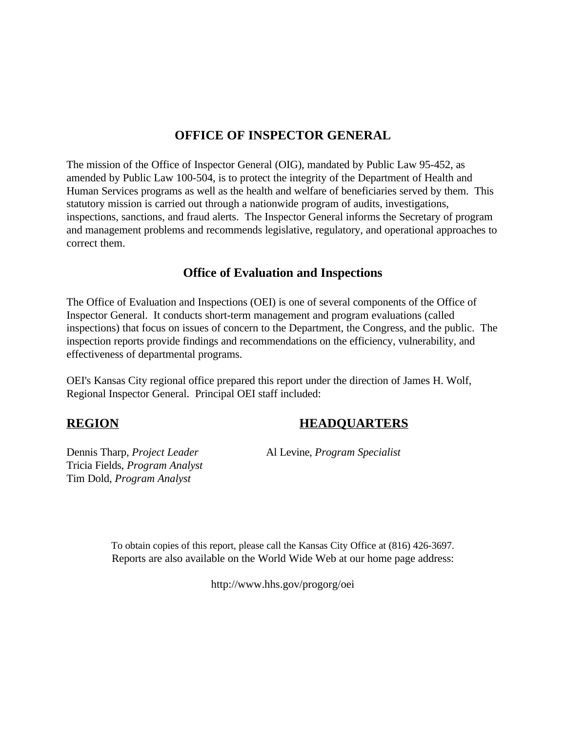# OFFICE OF INSPECTOR GENERAL

The mission of the Office of Inspector General (OIG), mandated by Public Law 95-452, as amended by Public Law 100-504, is to protect the integrity of the Department of Health and Human Services programs as well as the health and welfare of beneficiaries served by them. This statutory mission is carried out through a nationwide program of audits, investigations, inspections, sanctions, and fraud alerts. The Inspector General informs the Secretary of program and management problems and recommends legislative, regulatory, and operational approaches to correct them.

## Office of Evaluation and Inspections

The Office of Evaluation and Inspections (OEI) is one of several components of the Office of Inspector General. It conducts short-term management and program evaluations (called inspections) that focus on issues of concern to the Department, the Congress, and the public. The inspection reports provide findings and recommendations on the efficiency, vulnerability, and effectiveness of departmental programs.

OEI's Kansas City regional office prepared this report under the direction of James H. Wolf, Regional Inspector General. Principal OEI staff included:

**REGION**

Dennis Tharp, *Project Leader*
Tricia Fields, *Program Analyst*
Tim Dold, *Program Analyst*

**HEADQUARTERS**

Al Levine, *Program Specialist*

To obtain copies of this report, please call the Kansas City Office at (816) 426-3697.
Reports are also available on the World Wide Web at our home page address:

http://www.hhs.gov/progorg/oei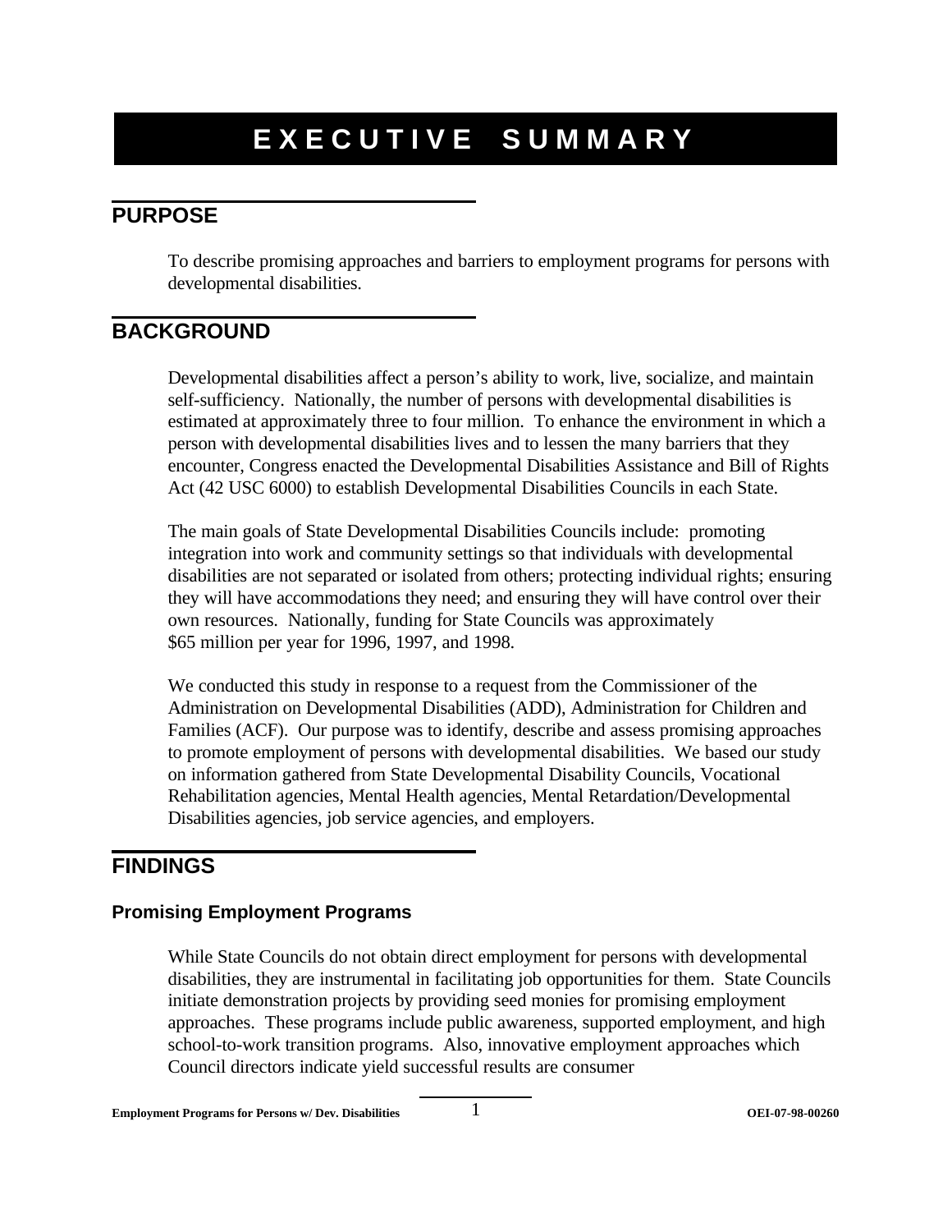# EXECUTIVE SUMMARY

## PURPOSE

To describe promising approaches and barriers to employment programs for persons with developmental disabilities.

## BACKGROUND

Developmental disabilities affect a person's ability to work, live, socialize, and maintain self-sufficiency. Nationally, the number of persons with developmental disabilities is estimated at approximately three to four million. To enhance the environment in which a person with developmental disabilities lives and to lessen the many barriers that they encounter, Congress enacted the Developmental Disabilities Assistance and Bill of Rights Act (42 USC 6000) to establish Developmental Disabilities Councils in each State.

The main goals of State Developmental Disabilities Councils include: promoting integration into work and community settings so that individuals with developmental disabilities are not separated or isolated from others; protecting individual rights; ensuring they will have accommodations they need; and ensuring they will have control over their own resources. Nationally, funding for State Councils was approximately $65 million per year for 1996, 1997, and 1998.

We conducted this study in response to a request from the Commissioner of the Administration on Developmental Disabilities (ADD), Administration for Children and Families (ACF). Our purpose was to identify, describe and assess promising approaches to promote employment of persons with developmental disabilities. We based our study on information gathered from State Developmental Disability Councils, Vocational Rehabilitation agencies, Mental Health agencies, Mental Retardation/Developmental Disabilities agencies, job service agencies, and employers.

## FINDINGS

### Promising Employment Programs

While State Councils do not obtain direct employment for persons with developmental disabilities, they are instrumental in facilitating job opportunities for them. State Councils initiate demonstration projects by providing seed monies for promising employment approaches. These programs include public awareness, supported employment, and high school-to-work transition programs. Also, innovative employment approaches which Council directors indicate yield successful results are consumer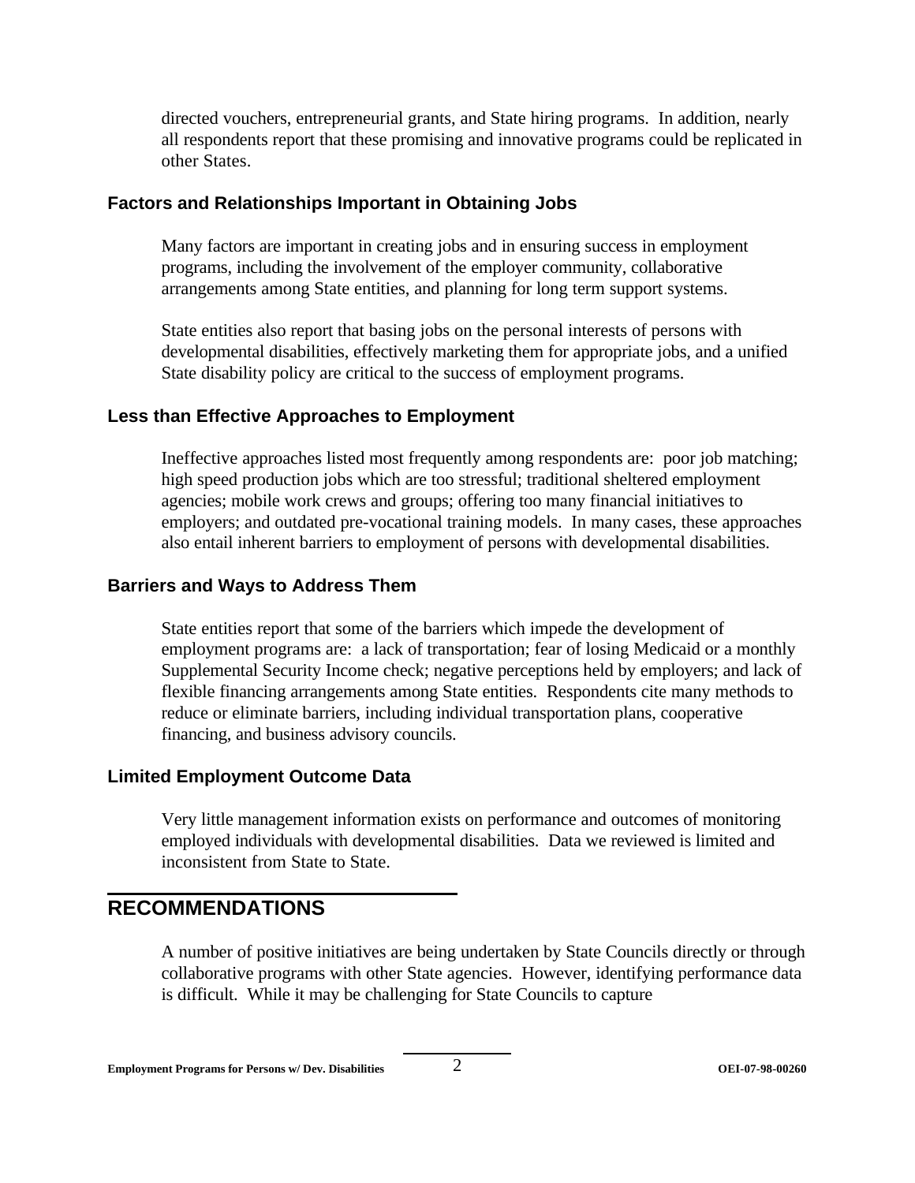directed vouchers, entrepreneurial grants, and State hiring programs. In addition, nearly all respondents report that these promising and innovative programs could be replicated in other States.

### Factors and Relationships Important in Obtaining Jobs

Many factors are important in creating jobs and in ensuring success in employment programs, including the involvement of the employer community, collaborative arrangements among State entities, and planning for long term support systems.

State entities also report that basing jobs on the personal interests of persons with developmental disabilities, effectively marketing them for appropriate jobs, and a unified State disability policy are critical to the success of employment programs.

### Less than Effective Approaches to Employment

Ineffective approaches listed most frequently among respondents are: poor job matching; high speed production jobs which are too stressful; traditional sheltered employment agencies; mobile work crews and groups; offering too many financial initiatives to employers; and outdated pre-vocational training models. In many cases, these approaches also entail inherent barriers to employment of persons with developmental disabilities.

### Barriers and Ways to Address Them

State entities report that some of the barriers which impede the development of employment programs are: a lack of transportation; fear of losing Medicaid or a monthly Supplemental Security Income check; negative perceptions held by employers; and lack of flexible financing arrangements among State entities. Respondents cite many methods to reduce or eliminate barriers, including individual transportation plans, cooperative financing, and business advisory councils.

### Limited Employment Outcome Data

Very little management information exists on performance and outcomes of monitoring employed individuals with developmental disabilities. Data we reviewed is limited and inconsistent from State to State.

## RECOMMENDATIONS

A number of positive initiatives are being undertaken by State Councils directly or through collaborative programs with other State agencies. However, identifying performance data is difficult. While it may be challenging for State Councils to capture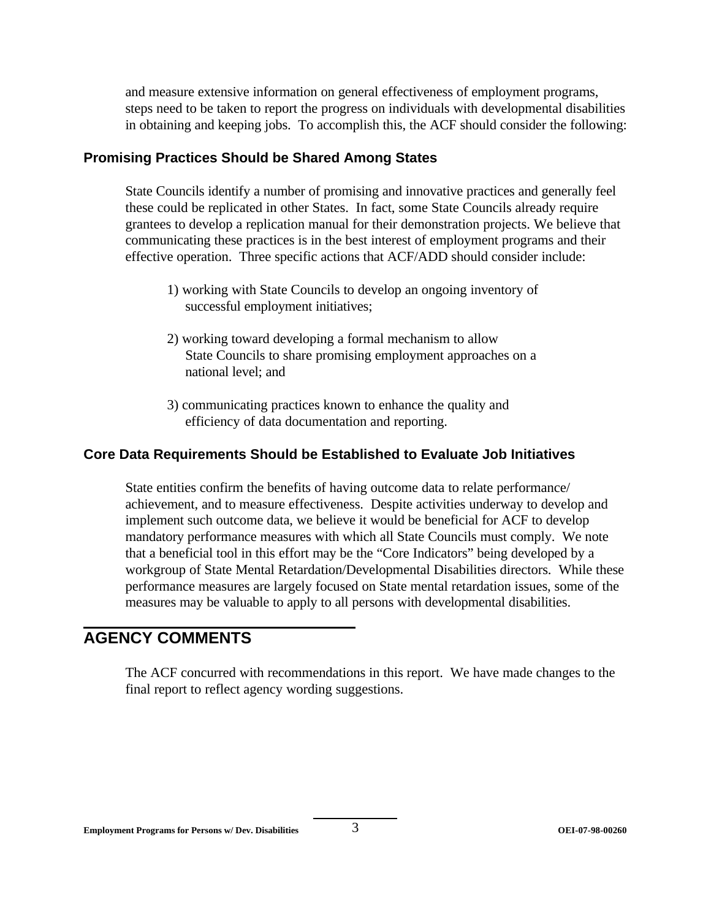and measure extensive information on general effectiveness of employment programs, steps need to be taken to report the progress on individuals with developmental disabilities in obtaining and keeping jobs. To accomplish this, the ACF should consider the following:

### Promising Practices Should be Shared Among States

State Councils identify a number of promising and innovative practices and generally feel these could be replicated in other States. In fact, some State Councils already require grantees to develop a replication manual for their demonstration projects. We believe that communicating these practices is in the best interest of employment programs and their effective operation. Three specific actions that ACF/ADD should consider include:

1) working with State Councils to develop an ongoing inventory of successful employment initiatives;

2) working toward developing a formal mechanism to allow State Councils to share promising employment approaches on a national level; and

3) communicating practices known to enhance the quality and efficiency of data documentation and reporting.

### Core Data Requirements Should be Established to Evaluate Job Initiatives

State entities confirm the benefits of having outcome data to relate performance/achievement, and to measure effectiveness. Despite activities underway to develop and implement such outcome data, we believe it would be beneficial for ACF to develop mandatory performance measures with which all State Councils must comply. We note that a beneficial tool in this effort may be the "Core Indicators" being developed by a workgroup of State Mental Retardation/Developmental Disabilities directors. While these performance measures are largely focused on State mental retardation issues, some of the measures may be valuable to apply to all persons with developmental disabilities.

## AGENCY COMMENTS

The ACF concurred with recommendations in this report. We have made changes to the final report to reflect agency wording suggestions.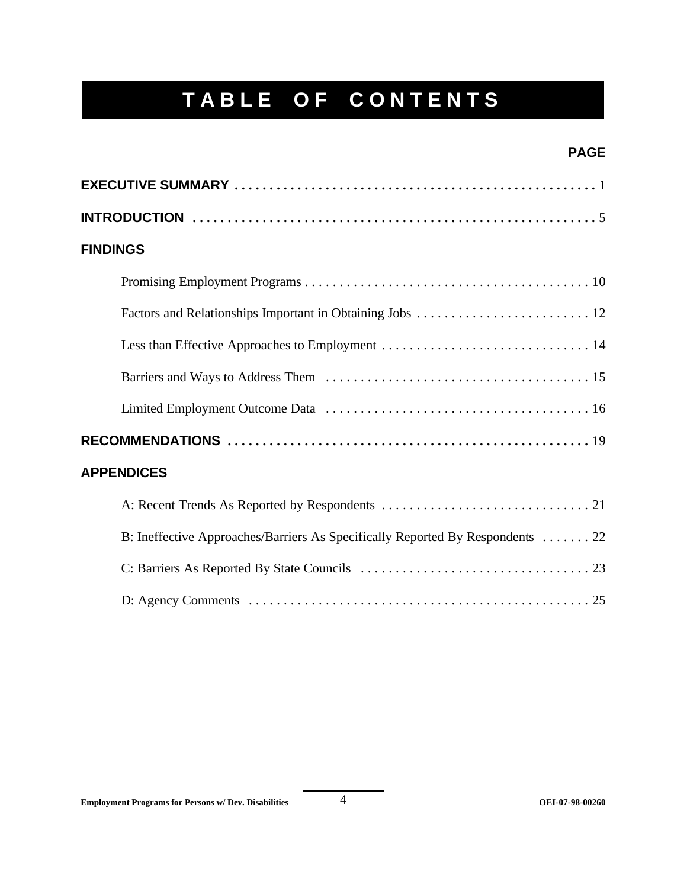# TABLE OF CONTENTS

**PAGE**

**EXECUTIVE SUMMARY** . . . . . . . . . . . . . . . . . . . . . . . . . . . . . . . . . . . . . . . . . . . . . . . . . . . . 1

**INTRODUCTION** . . . . . . . . . . . . . . . . . . . . . . . . . . . . . . . . . . . . . . . . . . . . . . . . . . . . . . . . . 5

**FINDINGS**

- Promising Employment Programs . . . . . . . . . . . . . . . . . . . . . . . . . . . . . . . . . . . . . . . . . 10
- Factors and Relationships Important in Obtaining Jobs . . . . . . . . . . . . . . . . . . . . . . . . . 12
- Less than Effective Approaches to Employment . . . . . . . . . . . . . . . . . . . . . . . . . . . . . . 14
- Barriers and Ways to Address Them . . . . . . . . . . . . . . . . . . . . . . . . . . . . . . . . . . . . . . 15
- Limited Employment Outcome Data . . . . . . . . . . . . . . . . . . . . . . . . . . . . . . . . . . . . . . 16

**RECOMMENDATIONS** . . . . . . . . . . . . . . . . . . . . . . . . . . . . . . . . . . . . . . . . . . . . . . . . . . . . 19

**APPENDICES**

- A: Recent Trends As Reported by Respondents . . . . . . . . . . . . . . . . . . . . . . . . . . . . . . 21
- B: Ineffective Approaches/Barriers As Specifically Reported By Respondents . . . . . . . 22
- C: Barriers As Reported By State Councils . . . . . . . . . . . . . . . . . . . . . . . . . . . . . . . . . 23
- D: Agency Comments . . . . . . . . . . . . . . . . . . . . . . . . . . . . . . . . . . . . . . . . . . . . . . . . . 25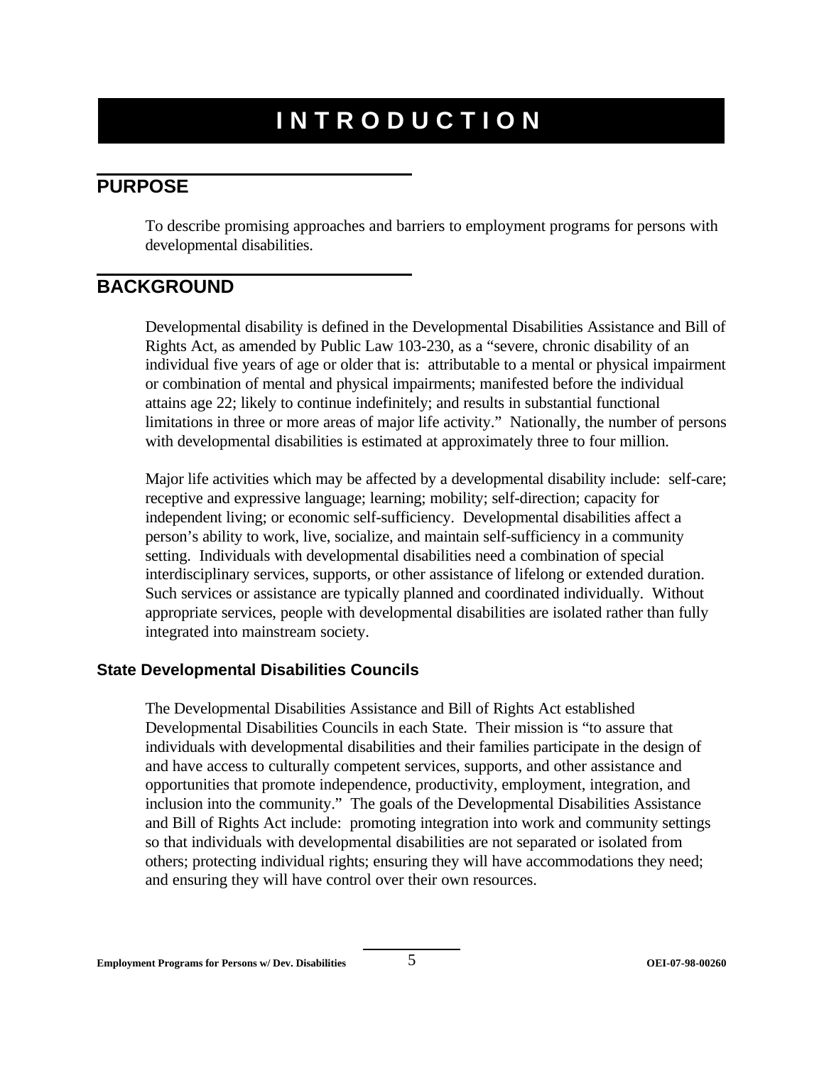# INTRODUCTION

## PURPOSE

To describe promising approaches and barriers to employment programs for persons with developmental disabilities.

## BACKGROUND

Developmental disability is defined in the Developmental Disabilities Assistance and Bill of Rights Act, as amended by Public Law 103-230, as a "severe, chronic disability of an individual five years of age or older that is: attributable to a mental or physical impairment or combination of mental and physical impairments; manifested before the individual attains age 22; likely to continue indefinitely; and results in substantial functional limitations in three or more areas of major life activity." Nationally, the number of persons with developmental disabilities is estimated at approximately three to four million.

Major life activities which may be affected by a developmental disability include: self-care; receptive and expressive language; learning; mobility; self-direction; capacity for independent living; or economic self-sufficiency. Developmental disabilities affect a person's ability to work, live, socialize, and maintain self-sufficiency in a community setting. Individuals with developmental disabilities need a combination of special interdisciplinary services, supports, or other assistance of lifelong or extended duration. Such services or assistance are typically planned and coordinated individually. Without appropriate services, people with developmental disabilities are isolated rather than fully integrated into mainstream society.

### State Developmental Disabilities Councils

The Developmental Disabilities Assistance and Bill of Rights Act established Developmental Disabilities Councils in each State. Their mission is "to assure that individuals with developmental disabilities and their families participate in the design of and have access to culturally competent services, supports, and other assistance and opportunities that promote independence, productivity, employment, integration, and inclusion into the community." The goals of the Developmental Disabilities Assistance and Bill of Rights Act include: promoting integration into work and community settings so that individuals with developmental disabilities are not separated or isolated from others; protecting individual rights; ensuring they will have accommodations they need; and ensuring they will have control over their own resources.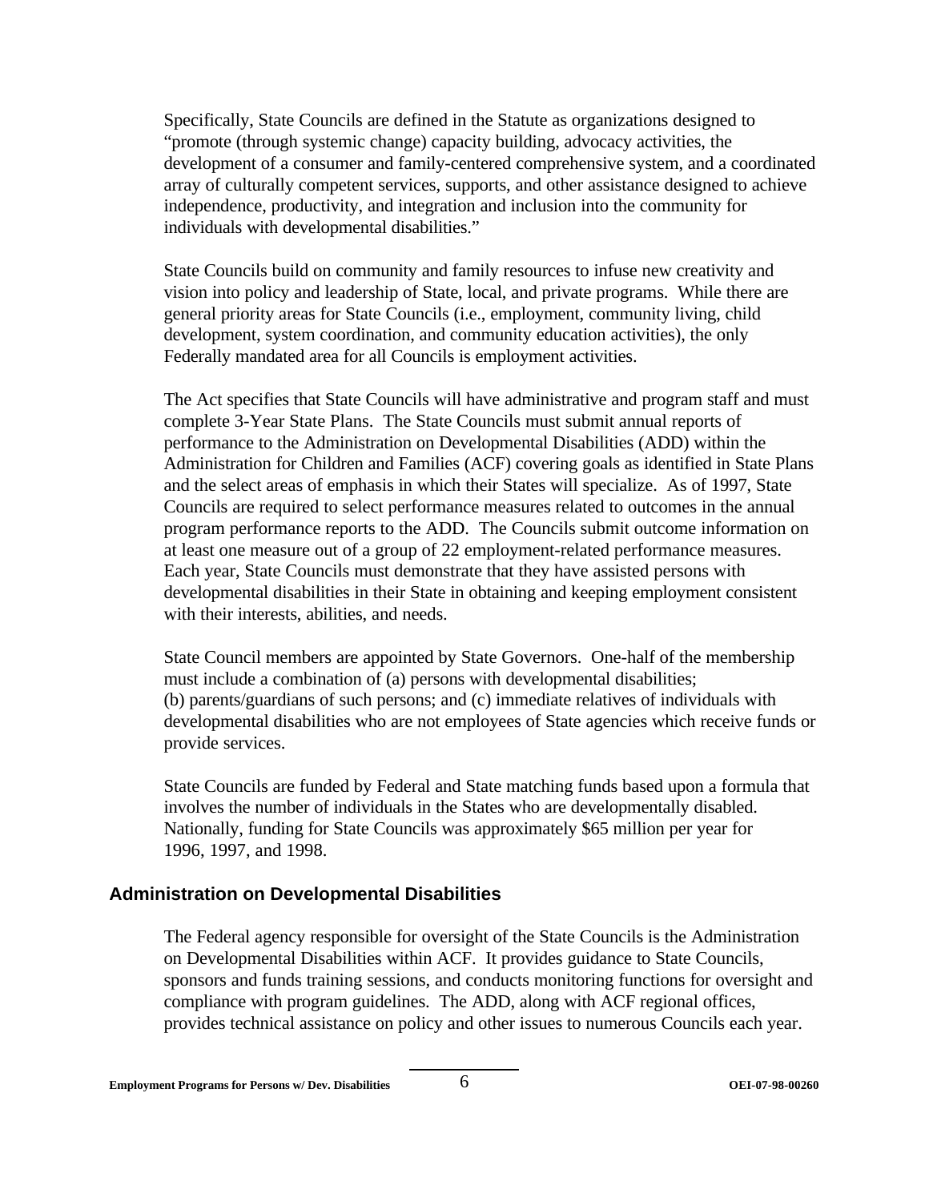Specifically, State Councils are defined in the Statute as organizations designed to "promote (through systemic change) capacity building, advocacy activities, the development of a consumer and family-centered comprehensive system, and a coordinated array of culturally competent services, supports, and other assistance designed to achieve independence, productivity, and integration and inclusion into the community for individuals with developmental disabilities."

State Councils build on community and family resources to infuse new creativity and vision into policy and leadership of State, local, and private programs. While there are general priority areas for State Councils (i.e., employment, community living, child development, system coordination, and community education activities), the only Federally mandated area for all Councils is employment activities.

The Act specifies that State Councils will have administrative and program staff and must complete 3-Year State Plans. The State Councils must submit annual reports of performance to the Administration on Developmental Disabilities (ADD) within the Administration for Children and Families (ACF) covering goals as identified in State Plans and the select areas of emphasis in which their States will specialize. As of 1997, State Councils are required to select performance measures related to outcomes in the annual program performance reports to the ADD. The Councils submit outcome information on at least one measure out of a group of 22 employment-related performance measures. Each year, State Councils must demonstrate that they have assisted persons with developmental disabilities in their State in obtaining and keeping employment consistent with their interests, abilities, and needs.

State Council members are appointed by State Governors. One-half of the membership must include a combination of (a) persons with developmental disabilities; (b) parents/guardians of such persons; and (c) immediate relatives of individuals with developmental disabilities who are not employees of State agencies which receive funds or provide services.

State Councils are funded by Federal and State matching funds based upon a formula that involves the number of individuals in the States who are developmentally disabled. Nationally, funding for State Councils was approximately $65 million per year for 1996, 1997, and 1998.

## Administration on Developmental Disabilities

The Federal agency responsible for oversight of the State Councils is the Administration on Developmental Disabilities within ACF. It provides guidance to State Councils, sponsors and funds training sessions, and conducts monitoring functions for oversight and compliance with program guidelines. The ADD, along with ACF regional offices, provides technical assistance on policy and other issues to numerous Councils each year.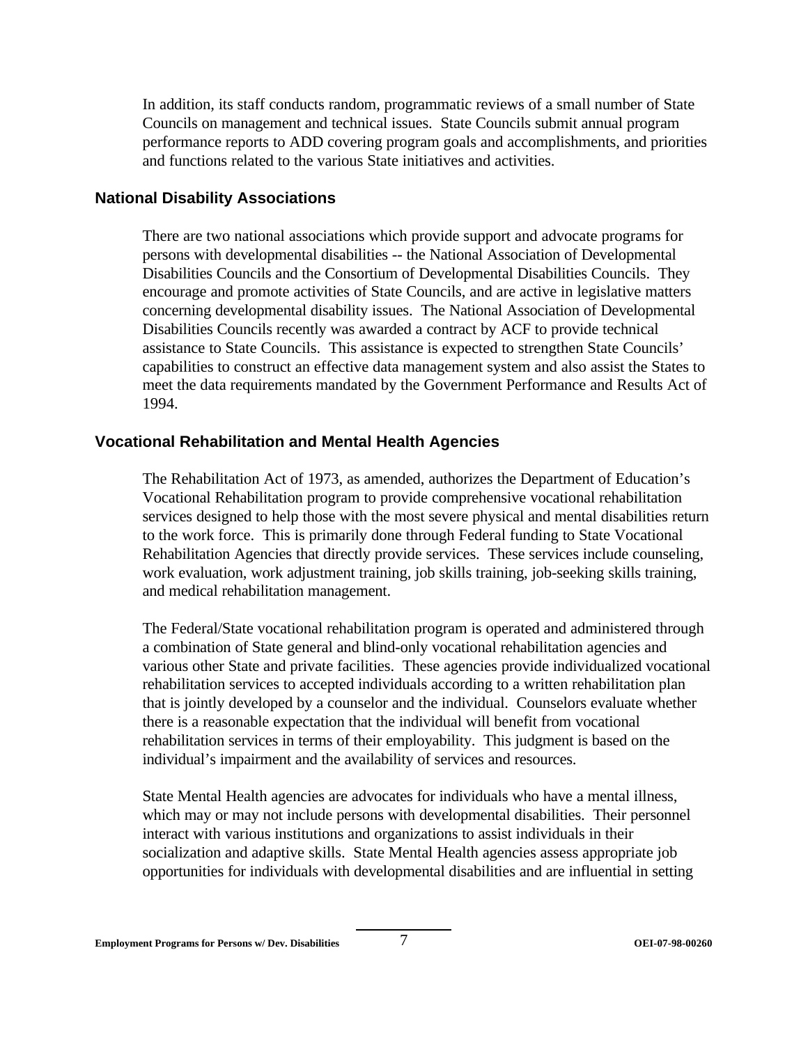In addition, its staff conducts random, programmatic reviews of a small number of State Councils on management and technical issues. State Councils submit annual program performance reports to ADD covering program goals and accomplishments, and priorities and functions related to the various State initiatives and activities.

### National Disability Associations

There are two national associations which provide support and advocate programs for persons with developmental disabilities -- the National Association of Developmental Disabilities Councils and the Consortium of Developmental Disabilities Councils. They encourage and promote activities of State Councils, and are active in legislative matters concerning developmental disability issues. The National Association of Developmental Disabilities Councils recently was awarded a contract by ACF to provide technical assistance to State Councils. This assistance is expected to strengthen State Councils' capabilities to construct an effective data management system and also assist the States to meet the data requirements mandated by the Government Performance and Results Act of 1994.

### Vocational Rehabilitation and Mental Health Agencies

The Rehabilitation Act of 1973, as amended, authorizes the Department of Education's Vocational Rehabilitation program to provide comprehensive vocational rehabilitation services designed to help those with the most severe physical and mental disabilities return to the work force. This is primarily done through Federal funding to State Vocational Rehabilitation Agencies that directly provide services. These services include counseling, work evaluation, work adjustment training, job skills training, job-seeking skills training, and medical rehabilitation management.

The Federal/State vocational rehabilitation program is operated and administered through a combination of State general and blind-only vocational rehabilitation agencies and various other State and private facilities. These agencies provide individualized vocational rehabilitation services to accepted individuals according to a written rehabilitation plan that is jointly developed by a counselor and the individual. Counselors evaluate whether there is a reasonable expectation that the individual will benefit from vocational rehabilitation services in terms of their employability. This judgment is based on the individual's impairment and the availability of services and resources.

State Mental Health agencies are advocates for individuals who have a mental illness, which may or may not include persons with developmental disabilities. Their personnel interact with various institutions and organizations to assist individuals in their socialization and adaptive skills. State Mental Health agencies assess appropriate job opportunities for individuals with developmental disabilities and are influential in setting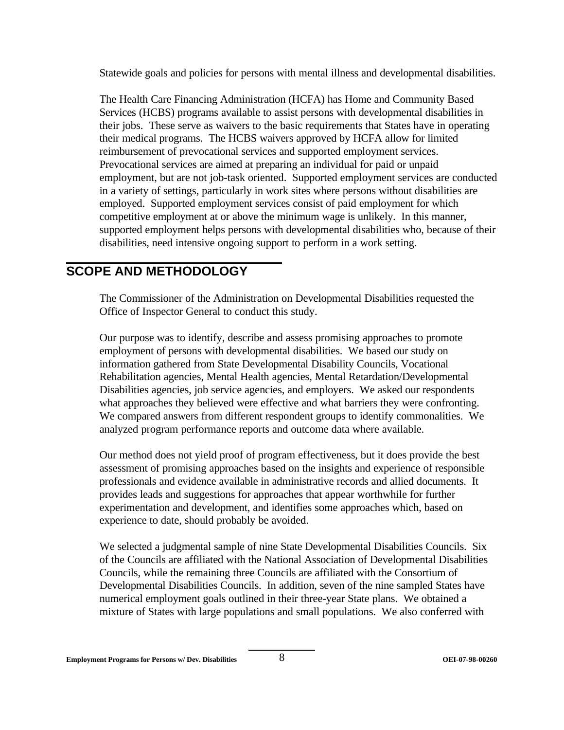Statewide goals and policies for persons with mental illness and developmental disabilities.

The Health Care Financing Administration (HCFA) has Home and Community Based Services (HCBS) programs available to assist persons with developmental disabilities in their jobs. These serve as waivers to the basic requirements that States have in operating their medical programs. The HCBS waivers approved by HCFA allow for limited reimbursement of prevocational services and supported employment services. Prevocational services are aimed at preparing an individual for paid or unpaid employment, but are not job-task oriented. Supported employment services are conducted in a variety of settings, particularly in work sites where persons without disabilities are employed. Supported employment services consist of paid employment for which competitive employment at or above the minimum wage is unlikely. In this manner, supported employment helps persons with developmental disabilities who, because of their disabilities, need intensive ongoing support to perform in a work setting.

## SCOPE AND METHODOLOGY

The Commissioner of the Administration on Developmental Disabilities requested the Office of Inspector General to conduct this study.

Our purpose was to identify, describe and assess promising approaches to promote employment of persons with developmental disabilities. We based our study on information gathered from State Developmental Disability Councils, Vocational Rehabilitation agencies, Mental Health agencies, Mental Retardation/Developmental Disabilities agencies, job service agencies, and employers. We asked our respondents what approaches they believed were effective and what barriers they were confronting. We compared answers from different respondent groups to identify commonalities. We analyzed program performance reports and outcome data where available.

Our method does not yield proof of program effectiveness, but it does provide the best assessment of promising approaches based on the insights and experience of responsible professionals and evidence available in administrative records and allied documents. It provides leads and suggestions for approaches that appear worthwhile for further experimentation and development, and identifies some approaches which, based on experience to date, should probably be avoided.

We selected a judgmental sample of nine State Developmental Disabilities Councils. Six of the Councils are affiliated with the National Association of Developmental Disabilities Councils, while the remaining three Councils are affiliated with the Consortium of Developmental Disabilities Councils. In addition, seven of the nine sampled States have numerical employment goals outlined in their three-year State plans. We obtained a mixture of States with large populations and small populations. We also conferred with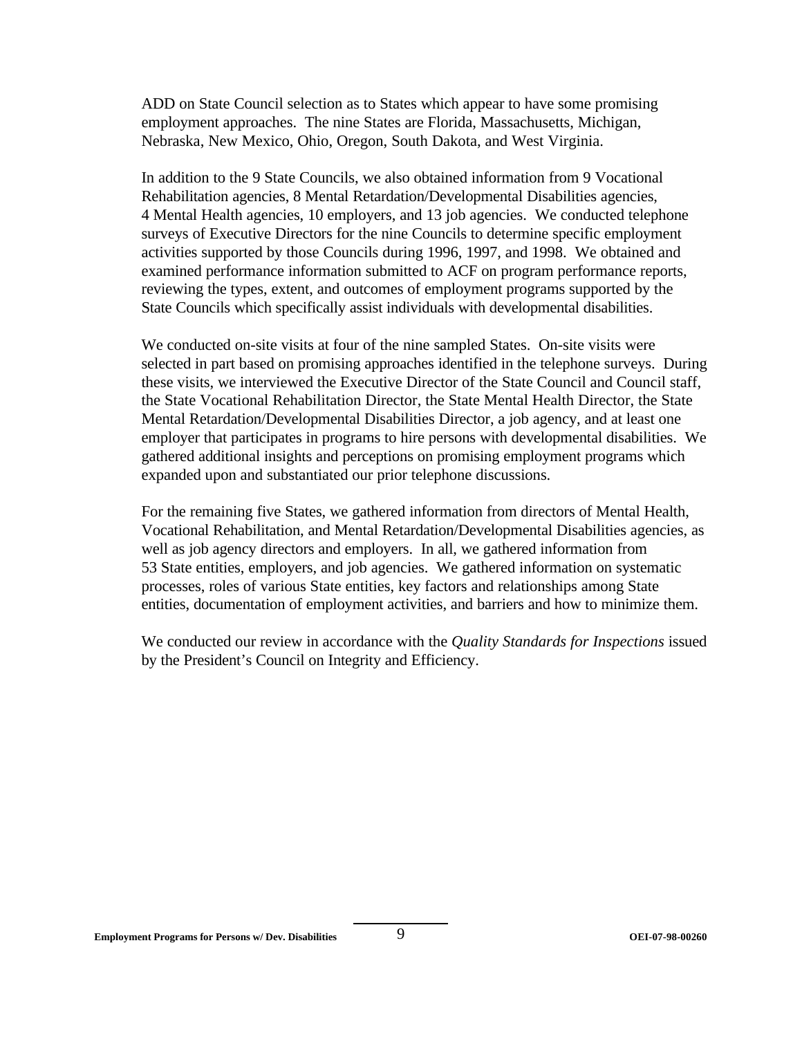ADD on State Council selection as to States which appear to have some promising employment approaches. The nine States are Florida, Massachusetts, Michigan, Nebraska, New Mexico, Ohio, Oregon, South Dakota, and West Virginia.

In addition to the 9 State Councils, we also obtained information from 9 Vocational Rehabilitation agencies, 8 Mental Retardation/Developmental Disabilities agencies, 4 Mental Health agencies, 10 employers, and 13 job agencies. We conducted telephone surveys of Executive Directors for the nine Councils to determine specific employment activities supported by those Councils during 1996, 1997, and 1998. We obtained and examined performance information submitted to ACF on program performance reports, reviewing the types, extent, and outcomes of employment programs supported by the State Councils which specifically assist individuals with developmental disabilities.

We conducted on-site visits at four of the nine sampled States. On-site visits were selected in part based on promising approaches identified in the telephone surveys. During these visits, we interviewed the Executive Director of the State Council and Council staff, the State Vocational Rehabilitation Director, the State Mental Health Director, the State Mental Retardation/Developmental Disabilities Director, a job agency, and at least one employer that participates in programs to hire persons with developmental disabilities. We gathered additional insights and perceptions on promising employment programs which expanded upon and substantiated our prior telephone discussions.

For the remaining five States, we gathered information from directors of Mental Health, Vocational Rehabilitation, and Mental Retardation/Developmental Disabilities agencies, as well as job agency directors and employers. In all, we gathered information from 53 State entities, employers, and job agencies. We gathered information on systematic processes, roles of various State entities, key factors and relationships among State entities, documentation of employment activities, and barriers and how to minimize them.

We conducted our review in accordance with the *Quality Standards for Inspections* issued by the President's Council on Integrity and Efficiency.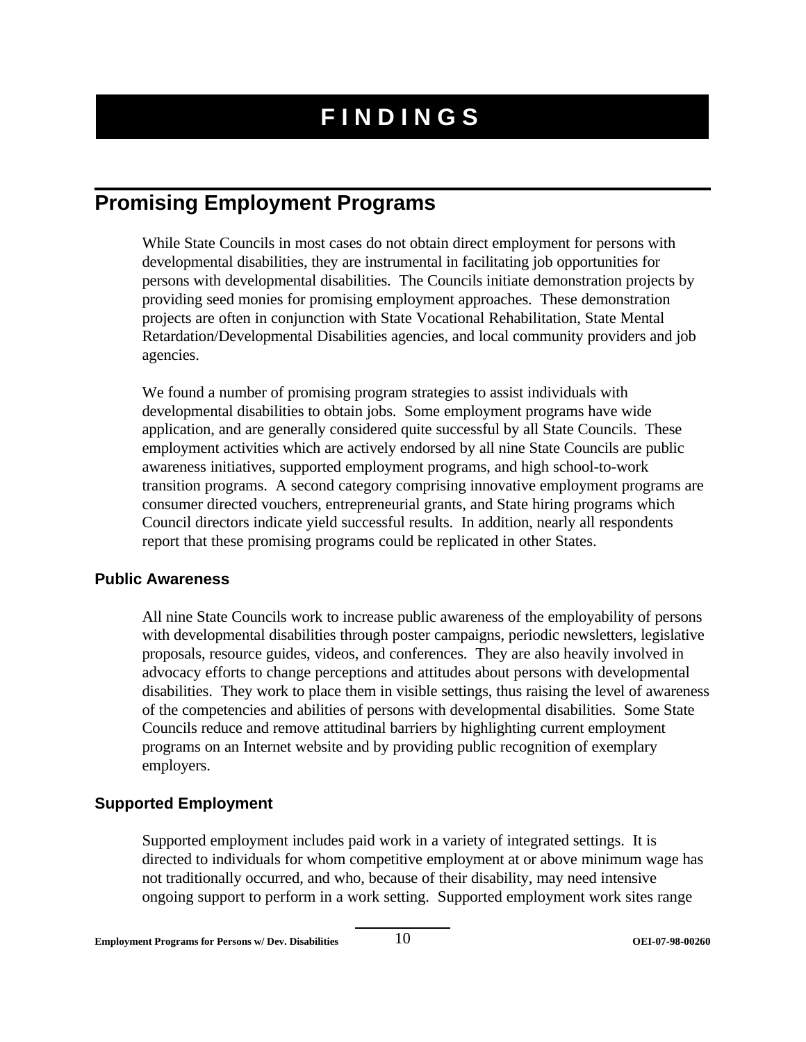# FINDINGS

## Promising Employment Programs

While State Councils in most cases do not obtain direct employment for persons with developmental disabilities, they are instrumental in facilitating job opportunities for persons with developmental disabilities. The Councils initiate demonstration projects by providing seed monies for promising employment approaches. These demonstration projects are often in conjunction with State Vocational Rehabilitation, State Mental Retardation/Developmental Disabilities agencies, and local community providers and job agencies.

We found a number of promising program strategies to assist individuals with developmental disabilities to obtain jobs. Some employment programs have wide application, and are generally considered quite successful by all State Councils. These employment activities which are actively endorsed by all nine State Councils are public awareness initiatives, supported employment programs, and high school-to-work transition programs. A second category comprising innovative employment programs are consumer directed vouchers, entrepreneurial grants, and State hiring programs which Council directors indicate yield successful results. In addition, nearly all respondents report that these promising programs could be replicated in other States.

### Public Awareness

All nine State Councils work to increase public awareness of the employability of persons with developmental disabilities through poster campaigns, periodic newsletters, legislative proposals, resource guides, videos, and conferences. They are also heavily involved in advocacy efforts to change perceptions and attitudes about persons with developmental disabilities. They work to place them in visible settings, thus raising the level of awareness of the competencies and abilities of persons with developmental disabilities. Some State Councils reduce and remove attitudinal barriers by highlighting current employment programs on an Internet website and by providing public recognition of exemplary employers.

### Supported Employment

Supported employment includes paid work in a variety of integrated settings. It is directed to individuals for whom competitive employment at or above minimum wage has not traditionally occurred, and who, because of their disability, may need intensive ongoing support to perform in a work setting. Supported employment work sites range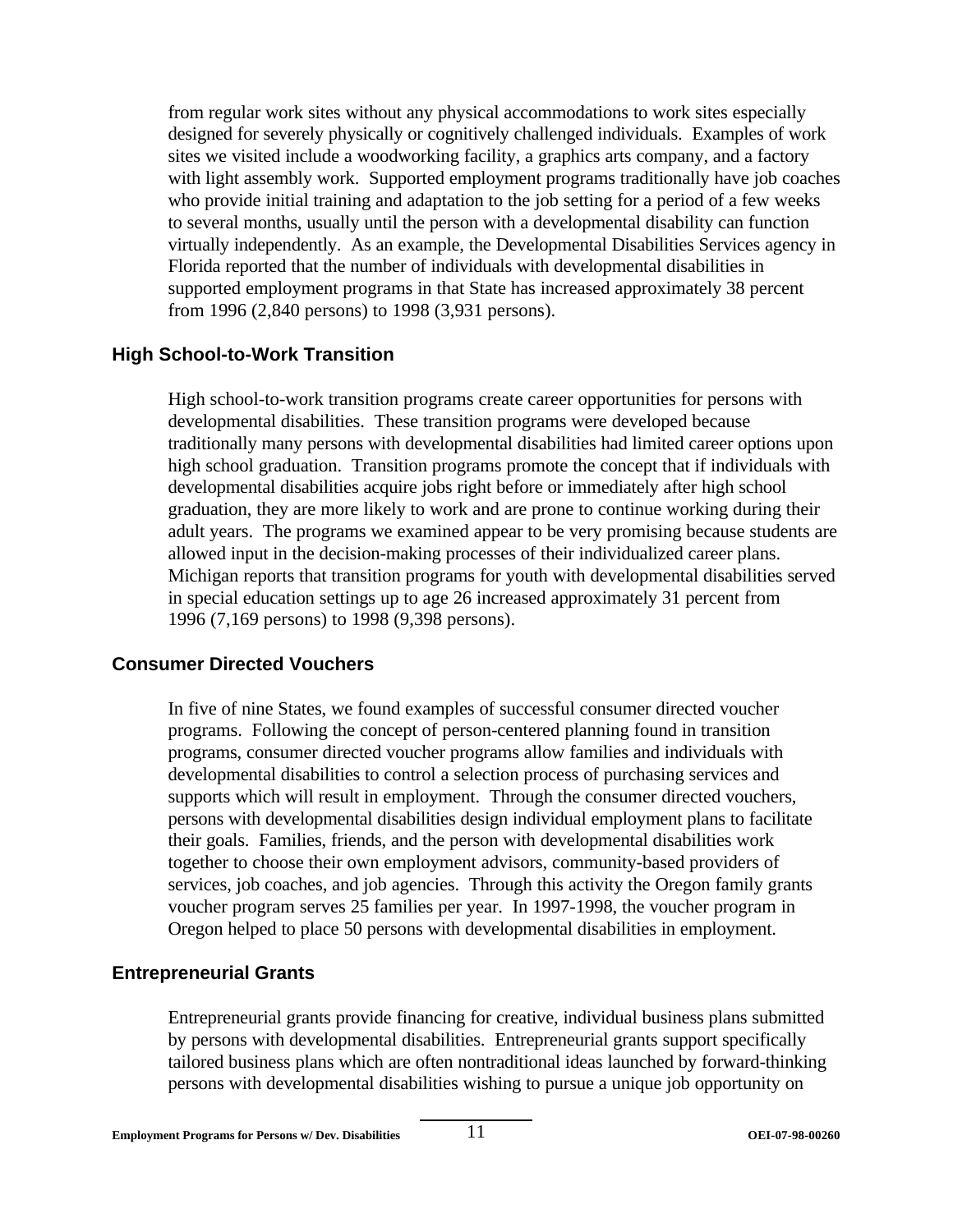from regular work sites without any physical accommodations to work sites especially designed for severely physically or cognitively challenged individuals. Examples of work sites we visited include a woodworking facility, a graphics arts company, and a factory with light assembly work. Supported employment programs traditionally have job coaches who provide initial training and adaptation to the job setting for a period of a few weeks to several months, usually until the person with a developmental disability can function virtually independently. As an example, the Developmental Disabilities Services agency in Florida reported that the number of individuals with developmental disabilities in supported employment programs in that State has increased approximately 38 percent from 1996 (2,840 persons) to 1998 (3,931 persons).

### High School-to-Work Transition

High school-to-work transition programs create career opportunities for persons with developmental disabilities. These transition programs were developed because traditionally many persons with developmental disabilities had limited career options upon high school graduation. Transition programs promote the concept that if individuals with developmental disabilities acquire jobs right before or immediately after high school graduation, they are more likely to work and are prone to continue working during their adult years. The programs we examined appear to be very promising because students are allowed input in the decision-making processes of their individualized career plans. Michigan reports that transition programs for youth with developmental disabilities served in special education settings up to age 26 increased approximately 31 percent from 1996 (7,169 persons) to 1998 (9,398 persons).

### Consumer Directed Vouchers

In five of nine States, we found examples of successful consumer directed voucher programs. Following the concept of person-centered planning found in transition programs, consumer directed voucher programs allow families and individuals with developmental disabilities to control a selection process of purchasing services and supports which will result in employment. Through the consumer directed vouchers, persons with developmental disabilities design individual employment plans to facilitate their goals. Families, friends, and the person with developmental disabilities work together to choose their own employment advisors, community-based providers of services, job coaches, and job agencies. Through this activity the Oregon family grants voucher program serves 25 families per year. In 1997-1998, the voucher program in Oregon helped to place 50 persons with developmental disabilities in employment.

### Entrepreneurial Grants

Entrepreneurial grants provide financing for creative, individual business plans submitted by persons with developmental disabilities. Entrepreneurial grants support specifically tailored business plans which are often nontraditional ideas launched by forward-thinking persons with developmental disabilities wishing to pursue a unique job opportunity on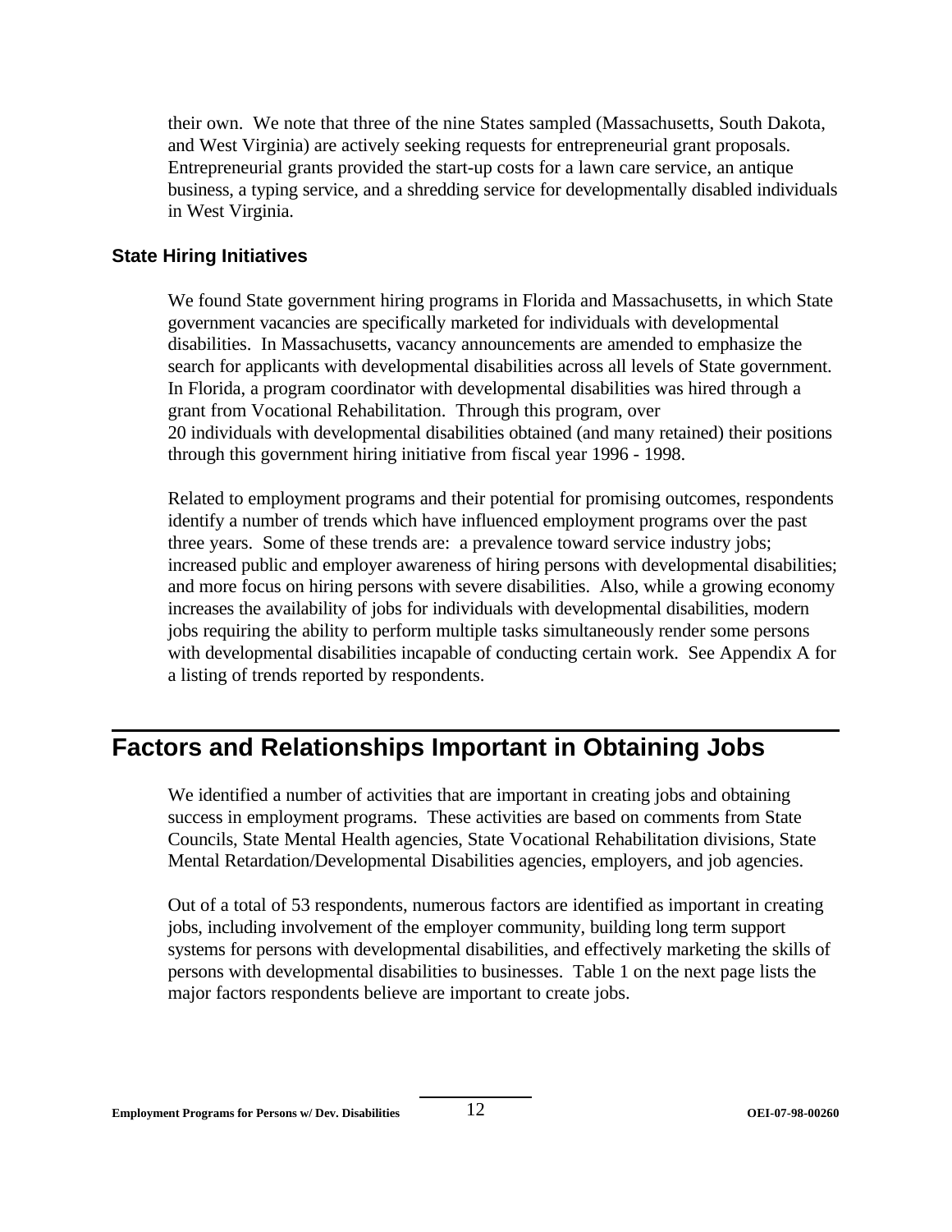their own. We note that three of the nine States sampled (Massachusetts, South Dakota, and West Virginia) are actively seeking requests for entrepreneurial grant proposals. Entrepreneurial grants provided the start-up costs for a lawn care service, an antique business, a typing service, and a shredding service for developmentally disabled individuals in West Virginia.

### State Hiring Initiatives

We found State government hiring programs in Florida and Massachusetts, in which State government vacancies are specifically marketed for individuals with developmental disabilities. In Massachusetts, vacancy announcements are amended to emphasize the search for applicants with developmental disabilities across all levels of State government. In Florida, a program coordinator with developmental disabilities was hired through a grant from Vocational Rehabilitation. Through this program, over 20 individuals with developmental disabilities obtained (and many retained) their positions through this government hiring initiative from fiscal year 1996 - 1998.

Related to employment programs and their potential for promising outcomes, respondents identify a number of trends which have influenced employment programs over the past three years. Some of these trends are: a prevalence toward service industry jobs; increased public and employer awareness of hiring persons with developmental disabilities; and more focus on hiring persons with severe disabilities. Also, while a growing economy increases the availability of jobs for individuals with developmental disabilities, modern jobs requiring the ability to perform multiple tasks simultaneously render some persons with developmental disabilities incapable of conducting certain work. See Appendix A for a listing of trends reported by respondents.

## Factors and Relationships Important in Obtaining Jobs

We identified a number of activities that are important in creating jobs and obtaining success in employment programs. These activities are based on comments from State Councils, State Mental Health agencies, State Vocational Rehabilitation divisions, State Mental Retardation/Developmental Disabilities agencies, employers, and job agencies.

Out of a total of 53 respondents, numerous factors are identified as important in creating jobs, including involvement of the employer community, building long term support systems for persons with developmental disabilities, and effectively marketing the skills of persons with developmental disabilities to businesses. Table 1 on the next page lists the major factors respondents believe are important to create jobs.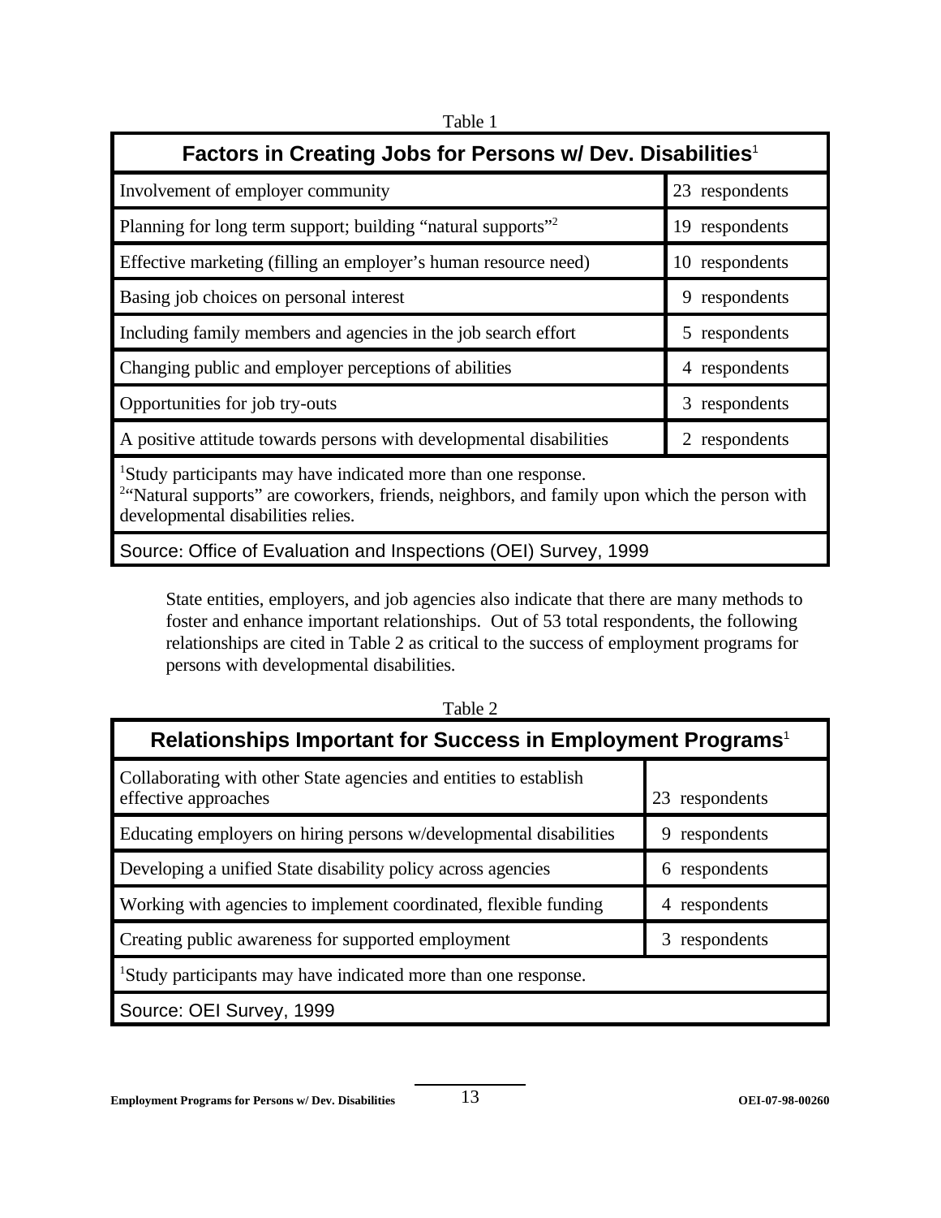Table 1

| Factors in Creating Jobs for Persons w/ Dev. Disabilities[1] | |
|---|---|
| Involvement of employer community | 23 respondents |
| Planning for long term support; building "natural supports"[2] | 19 respondents |
| Effective marketing (filling an employer's human resource need) | 10 respondents |
| Basing job choices on personal interest | 9 respondents |
| Including family members and agencies in the job search effort | 5 respondents |
| Changing public and employer perceptions of abilities | 4 respondents |
| Opportunities for job try-outs | 3 respondents |
| A positive attitude towards persons with developmental disabilities | 2 respondents |

[1]Study participants may have indicated more than one response.
[2]"Natural supports" are coworkers, friends, neighbors, and family upon which the person with developmental disabilities relies.

Source: Office of Evaluation and Inspections (OEI) Survey, 1999

State entities, employers, and job agencies also indicate that there are many methods to foster and enhance important relationships. Out of 53 total respondents, the following relationships are cited in Table 2 as critical to the success of employment programs for persons with developmental disabilities.

Table 2

| Relationships Important for Success in Employment Programs[1] | |
|---|---|
| Collaborating with other State agencies and entities to establish effective approaches | 23 respondents |
| Educating employers on hiring persons w/developmental disabilities | 9 respondents |
| Developing a unified State disability policy across agencies | 6 respondents |
| Working with agencies to implement coordinated, flexible funding | 4 respondents |
| Creating public awareness for supported employment | 3 respondents |

[1]Study participants may have indicated more than one response.

Source: OEI Survey, 1999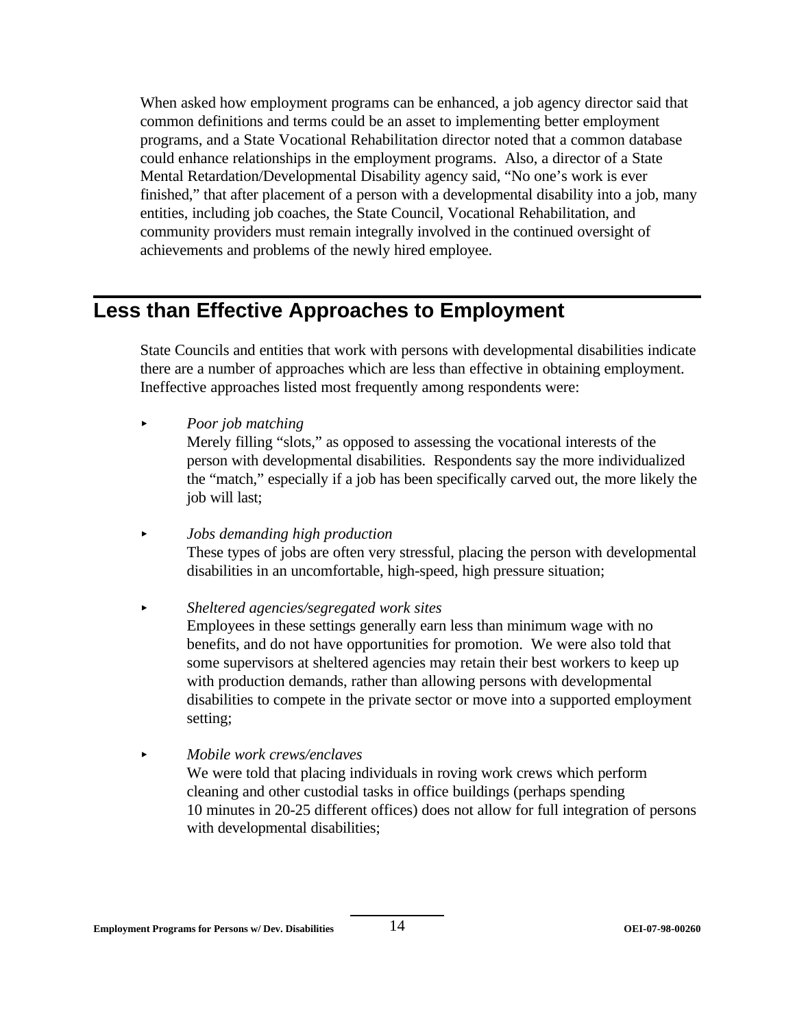When asked how employment programs can be enhanced, a job agency director said that common definitions and terms could be an asset to implementing better employment programs, and a State Vocational Rehabilitation director noted that a common database could enhance relationships in the employment programs. Also, a director of a State Mental Retardation/Developmental Disability agency said, "No one's work is ever finished," that after placement of a person with a developmental disability into a job, many entities, including job coaches, the State Council, Vocational Rehabilitation, and community providers must remain integrally involved in the continued oversight of achievements and problems of the newly hired employee.

## Less than Effective Approaches to Employment

State Councils and entities that work with persons with developmental disabilities indicate there are a number of approaches which are less than effective in obtaining employment. Ineffective approaches listed most frequently among respondents were:

- *Poor job matching*
  Merely filling "slots," as opposed to assessing the vocational interests of the person with developmental disabilities. Respondents say the more individualized the "match," especially if a job has been specifically carved out, the more likely the job will last;

- *Jobs demanding high production*
  These types of jobs are often very stressful, placing the person with developmental disabilities in an uncomfortable, high-speed, high pressure situation;

- *Sheltered agencies/segregated work sites*
  Employees in these settings generally earn less than minimum wage with no benefits, and do not have opportunities for promotion. We were also told that some supervisors at sheltered agencies may retain their best workers to keep up with production demands, rather than allowing persons with developmental disabilities to compete in the private sector or move into a supported employment setting;

- *Mobile work crews/enclaves*
  We were told that placing individuals in roving work crews which perform cleaning and other custodial tasks in office buildings (perhaps spending 10 minutes in 20-25 different offices) does not allow for full integration of persons with developmental disabilities;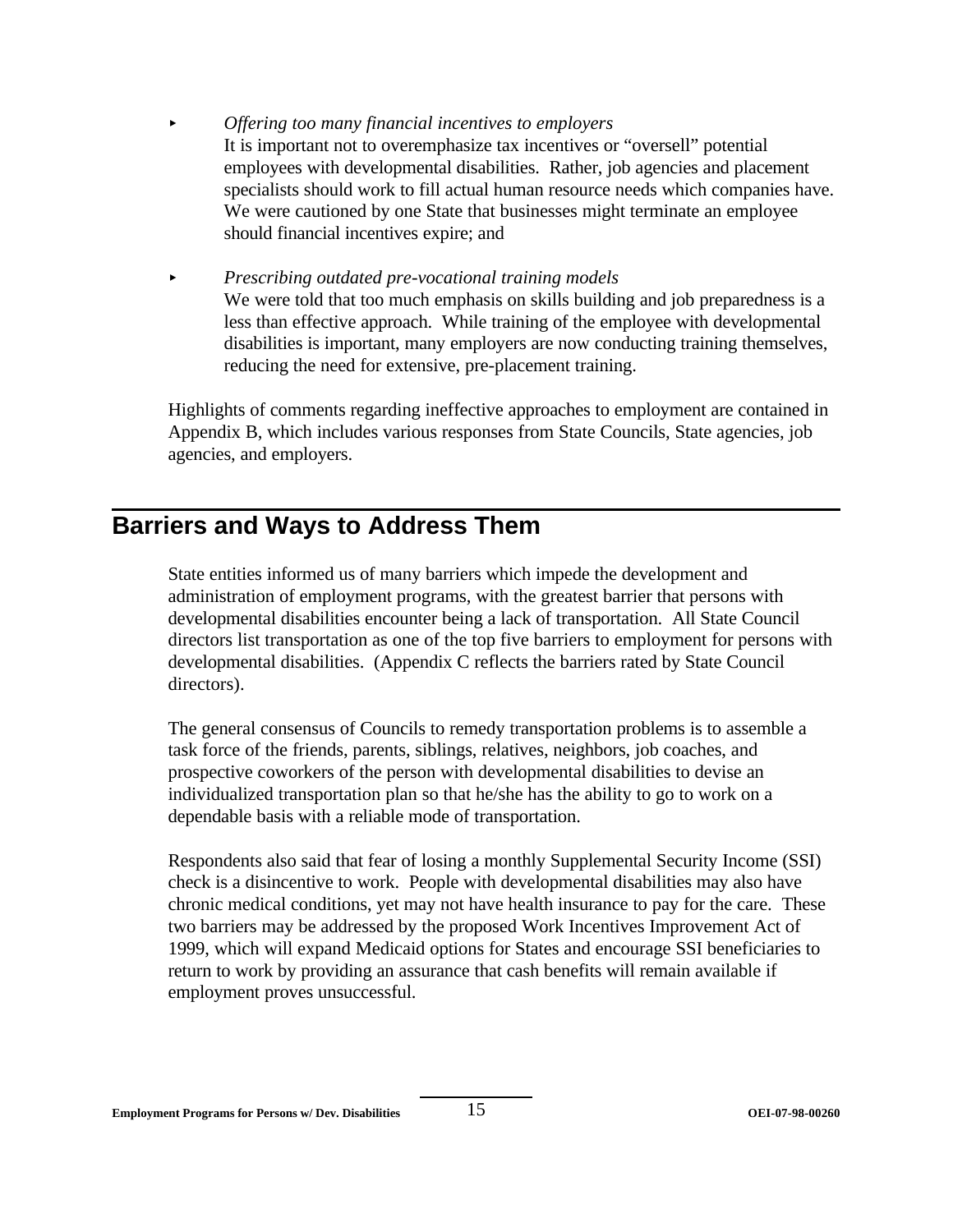- *Offering too many financial incentives to employers*
  It is important not to overemphasize tax incentives or "oversell" potential employees with developmental disabilities. Rather, job agencies and placement specialists should work to fill actual human resource needs which companies have. We were cautioned by one State that businesses might terminate an employee should financial incentives expire; and

- *Prescribing outdated pre-vocational training models*
  We were told that too much emphasis on skills building and job preparedness is a less than effective approach. While training of the employee with developmental disabilities is important, many employers are now conducting training themselves, reducing the need for extensive, pre-placement training.

Highlights of comments regarding ineffective approaches to employment are contained in Appendix B, which includes various responses from State Councils, State agencies, job agencies, and employers.

## Barriers and Ways to Address Them

State entities informed us of many barriers which impede the development and administration of employment programs, with the greatest barrier that persons with developmental disabilities encounter being a lack of transportation. All State Council directors list transportation as one of the top five barriers to employment for persons with developmental disabilities. (Appendix C reflects the barriers rated by State Council directors).

The general consensus of Councils to remedy transportation problems is to assemble a task force of the friends, parents, siblings, relatives, neighbors, job coaches, and prospective coworkers of the person with developmental disabilities to devise an individualized transportation plan so that he/she has the ability to go to work on a dependable basis with a reliable mode of transportation.

Respondents also said that fear of losing a monthly Supplemental Security Income (SSI) check is a disincentive to work. People with developmental disabilities may also have chronic medical conditions, yet may not have health insurance to pay for the care. These two barriers may be addressed by the proposed Work Incentives Improvement Act of 1999, which will expand Medicaid options for States and encourage SSI beneficiaries to return to work by providing an assurance that cash benefits will remain available if employment proves unsuccessful.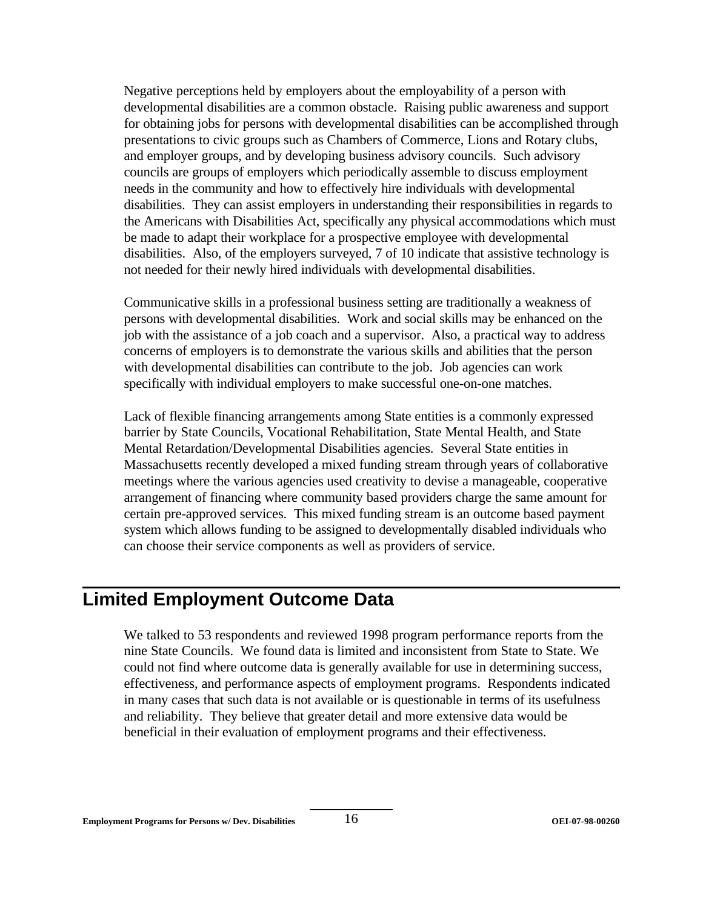Negative perceptions held by employers about the employability of a person with developmental disabilities are a common obstacle. Raising public awareness and support for obtaining jobs for persons with developmental disabilities can be accomplished through presentations to civic groups such as Chambers of Commerce, Lions and Rotary clubs, and employer groups, and by developing business advisory councils. Such advisory councils are groups of employers which periodically assemble to discuss employment needs in the community and how to effectively hire individuals with developmental disabilities. They can assist employers in understanding their responsibilities in regards to the Americans with Disabilities Act, specifically any physical accommodations which must be made to adapt their workplace for a prospective employee with developmental disabilities. Also, of the employers surveyed, 7 of 10 indicate that assistive technology is not needed for their newly hired individuals with developmental disabilities.

Communicative skills in a professional business setting are traditionally a weakness of persons with developmental disabilities. Work and social skills may be enhanced on the job with the assistance of a job coach and a supervisor. Also, a practical way to address concerns of employers is to demonstrate the various skills and abilities that the person with developmental disabilities can contribute to the job. Job agencies can work specifically with individual employers to make successful one-on-one matches.

Lack of flexible financing arrangements among State entities is a commonly expressed barrier by State Councils, Vocational Rehabilitation, State Mental Health, and State Mental Retardation/Developmental Disabilities agencies. Several State entities in Massachusetts recently developed a mixed funding stream through years of collaborative meetings where the various agencies used creativity to devise a manageable, cooperative arrangement of financing where community based providers charge the same amount for certain pre-approved services. This mixed funding stream is an outcome based payment system which allows funding to be assigned to developmentally disabled individuals who can choose their service components as well as providers of service.

## Limited Employment Outcome Data

We talked to 53 respondents and reviewed 1998 program performance reports from the nine State Councils. We found data is limited and inconsistent from State to State. We could not find where outcome data is generally available for use in determining success, effectiveness, and performance aspects of employment programs. Respondents indicated in many cases that such data is not available or is questionable in terms of its usefulness and reliability. They believe that greater detail and more extensive data would be beneficial in their evaluation of employment programs and their effectiveness.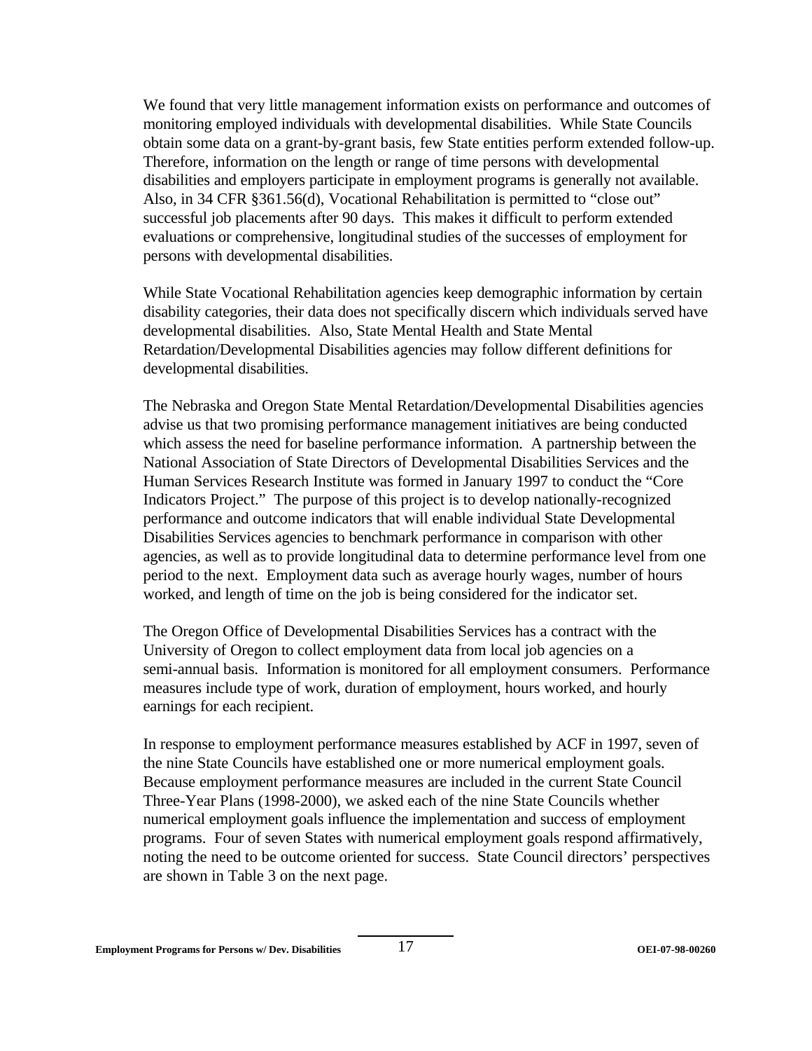We found that very little management information exists on performance and outcomes of monitoring employed individuals with developmental disabilities. While State Councils obtain some data on a grant-by-grant basis, few State entities perform extended follow-up. Therefore, information on the length or range of time persons with developmental disabilities and employers participate in employment programs is generally not available. Also, in 34 CFR §361.56(d), Vocational Rehabilitation is permitted to "close out" successful job placements after 90 days. This makes it difficult to perform extended evaluations or comprehensive, longitudinal studies of the successes of employment for persons with developmental disabilities.

While State Vocational Rehabilitation agencies keep demographic information by certain disability categories, their data does not specifically discern which individuals served have developmental disabilities. Also, State Mental Health and State Mental Retardation/Developmental Disabilities agencies may follow different definitions for developmental disabilities.

The Nebraska and Oregon State Mental Retardation/Developmental Disabilities agencies advise us that two promising performance management initiatives are being conducted which assess the need for baseline performance information. A partnership between the National Association of State Directors of Developmental Disabilities Services and the Human Services Research Institute was formed in January 1997 to conduct the "Core Indicators Project." The purpose of this project is to develop nationally-recognized performance and outcome indicators that will enable individual State Developmental Disabilities Services agencies to benchmark performance in comparison with other agencies, as well as to provide longitudinal data to determine performance level from one period to the next. Employment data such as average hourly wages, number of hours worked, and length of time on the job is being considered for the indicator set.

The Oregon Office of Developmental Disabilities Services has a contract with the University of Oregon to collect employment data from local job agencies on a semi-annual basis. Information is monitored for all employment consumers. Performance measures include type of work, duration of employment, hours worked, and hourly earnings for each recipient.

In response to employment performance measures established by ACF in 1997, seven of the nine State Councils have established one or more numerical employment goals. Because employment performance measures are included in the current State Council Three-Year Plans (1998-2000), we asked each of the nine State Councils whether numerical employment goals influence the implementation and success of employment programs. Four of seven States with numerical employment goals respond affirmatively, noting the need to be outcome oriented for success. State Council directors' perspectives are shown in Table 3 on the next page.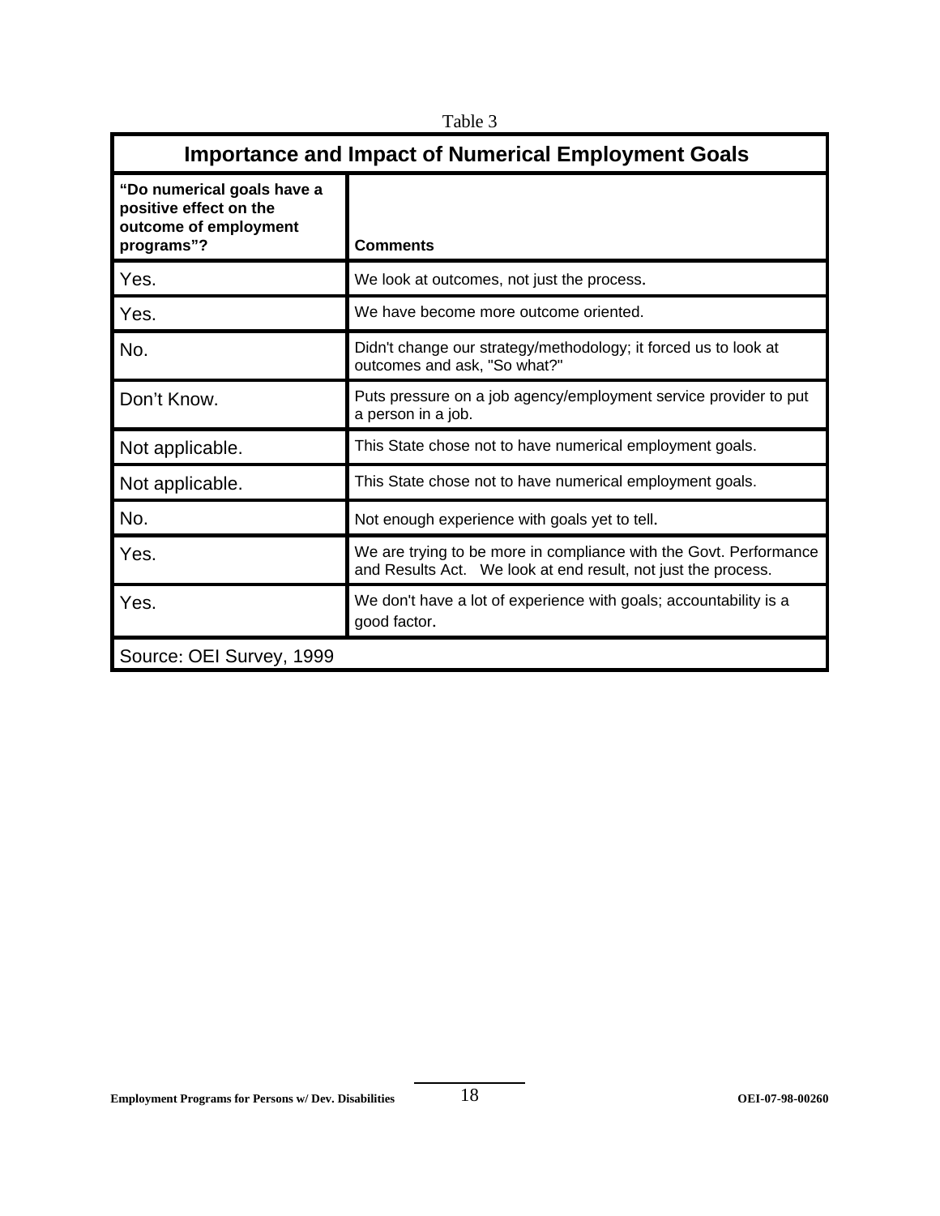Table 3

| Importance and Impact of Numerical Employment Goals | |
|---|---|
| **"Do numerical goals have a positive effect on the outcome of employment programs"?** | **Comments** |
| Yes. | We look at outcomes, not just the process. |
| Yes. | We have become more outcome oriented. |
| No. | Didn't change our strategy/methodology; it forced us to look at outcomes and ask, "So what?" |
| Don't Know. | Puts pressure on a job agency/employment service provider to put a person in a job. |
| Not applicable. | This State chose not to have numerical employment goals. |
| Not applicable. | This State chose not to have numerical employment goals. |
| No. | Not enough experience with goals yet to tell. |
| Yes. | We are trying to be more in compliance with the Govt. Performance and Results Act. We look at end result, not just the process. |
| Yes. | We don't have a lot of experience with goals; accountability is a good factor. |
| Source: OEI Survey, 1999 | |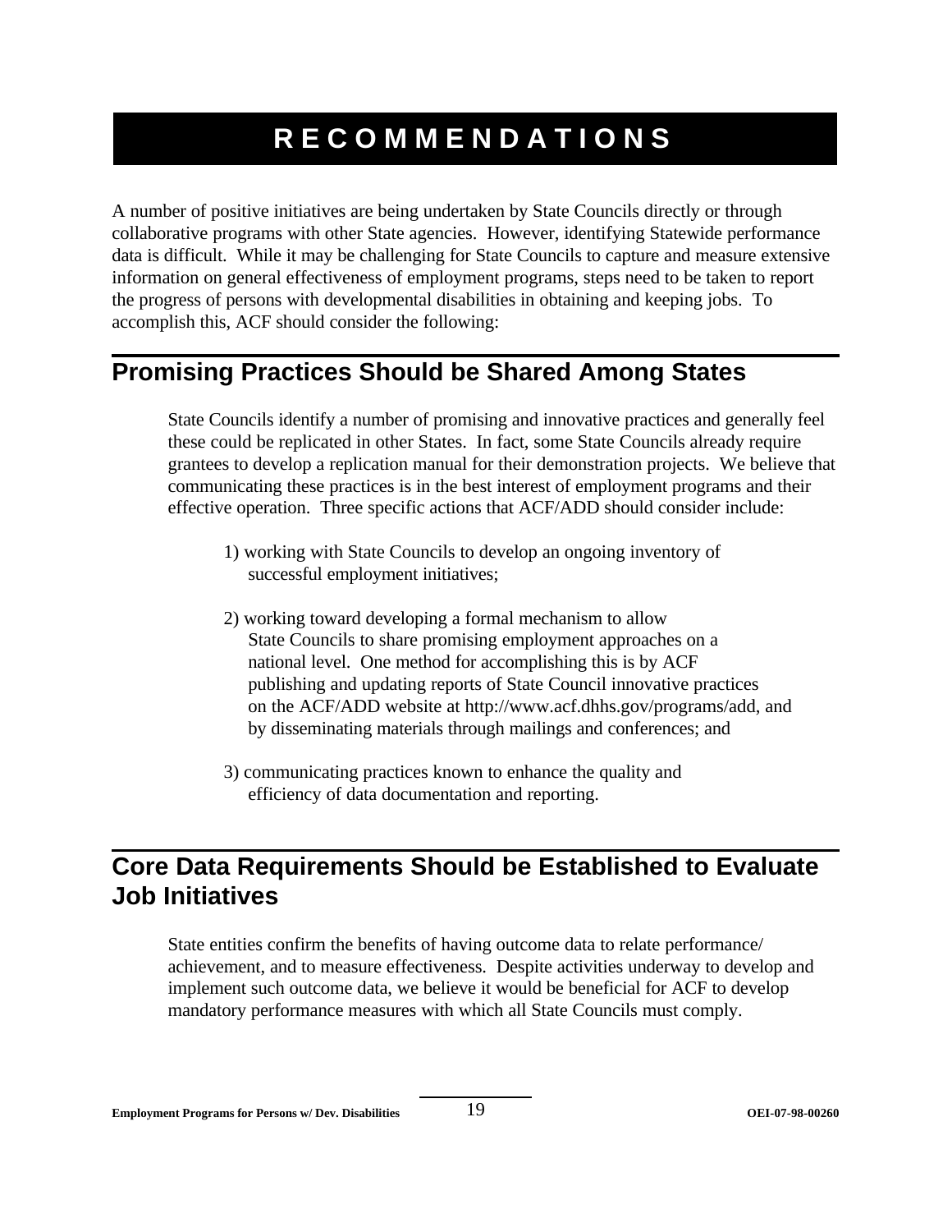# RECOMMENDATIONS

A number of positive initiatives are being undertaken by State Councils directly or through collaborative programs with other State agencies. However, identifying Statewide performance data is difficult. While it may be challenging for State Councils to capture and measure extensive information on general effectiveness of employment programs, steps need to be taken to report the progress of persons with developmental disabilities in obtaining and keeping jobs. To accomplish this, ACF should consider the following:

## Promising Practices Should be Shared Among States

State Councils identify a number of promising and innovative practices and generally feel these could be replicated in other States. In fact, some State Councils already require grantees to develop a replication manual for their demonstration projects. We believe that communicating these practices is in the best interest of employment programs and their effective operation. Three specific actions that ACF/ADD should consider include:

1) working with State Councils to develop an ongoing inventory of successful employment initiatives;

2) working toward developing a formal mechanism to allow State Councils to share promising employment approaches on a national level. One method for accomplishing this is by ACF publishing and updating reports of State Council innovative practices on the ACF/ADD website at http://www.acf.dhhs.gov/programs/add, and by disseminating materials through mailings and conferences; and

3) communicating practices known to enhance the quality and efficiency of data documentation and reporting.

## Core Data Requirements Should be Established to Evaluate Job Initiatives

State entities confirm the benefits of having outcome data to relate performance/ achievement, and to measure effectiveness. Despite activities underway to develop and implement such outcome data, we believe it would be beneficial for ACF to develop mandatory performance measures with which all State Councils must comply.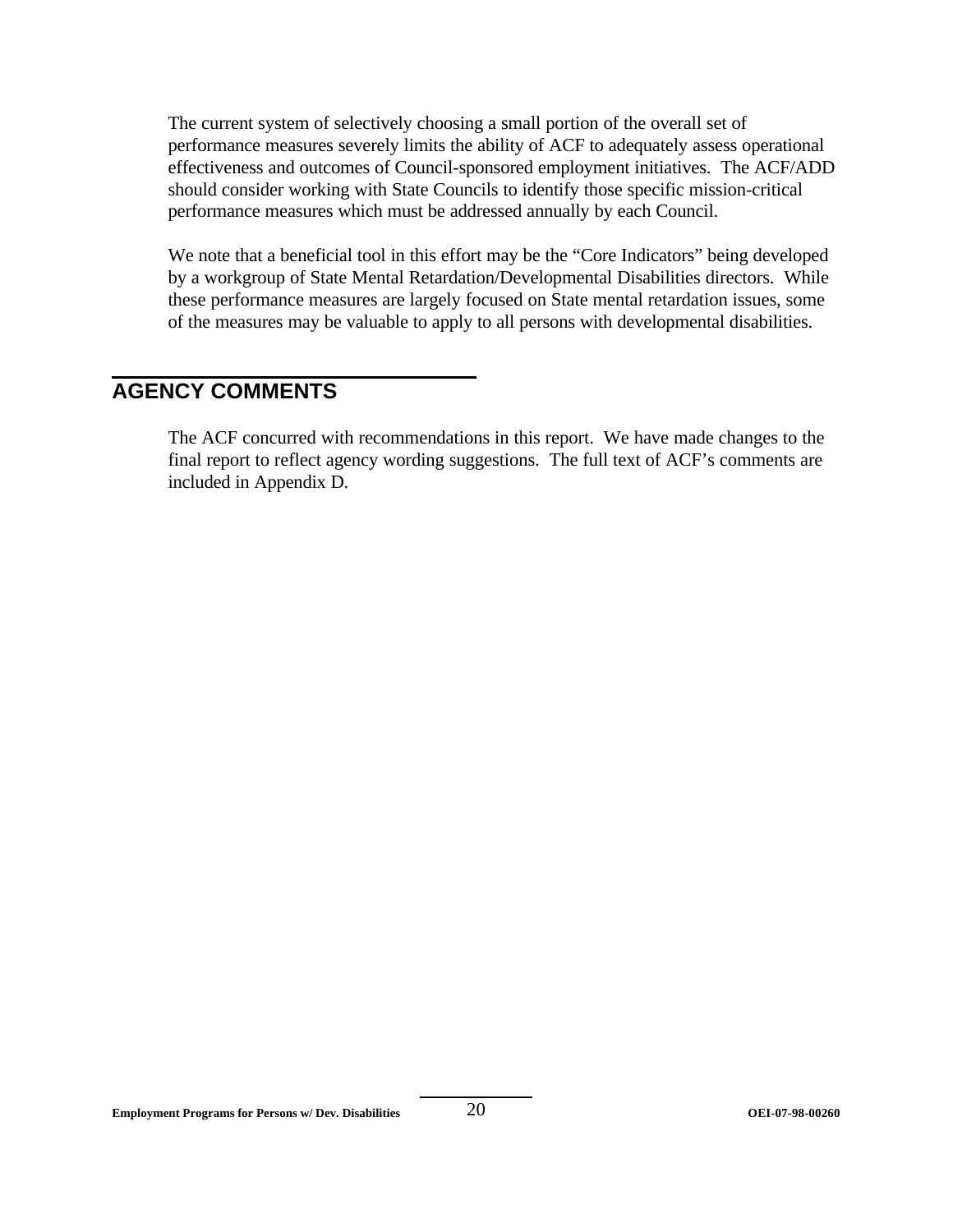The current system of selectively choosing a small portion of the overall set of performance measures severely limits the ability of ACF to adequately assess operational effectiveness and outcomes of Council-sponsored employment initiatives. The ACF/ADD should consider working with State Councils to identify those specific mission-critical performance measures which must be addressed annually by each Council.

We note that a beneficial tool in this effort may be the "Core Indicators" being developed by a workgroup of State Mental Retardation/Developmental Disabilities directors. While these performance measures are largely focused on State mental retardation issues, some of the measures may be valuable to apply to all persons with developmental disabilities.

## AGENCY COMMENTS

The ACF concurred with recommendations in this report. We have made changes to the final report to reflect agency wording suggestions. The full text of ACF's comments are included in Appendix D.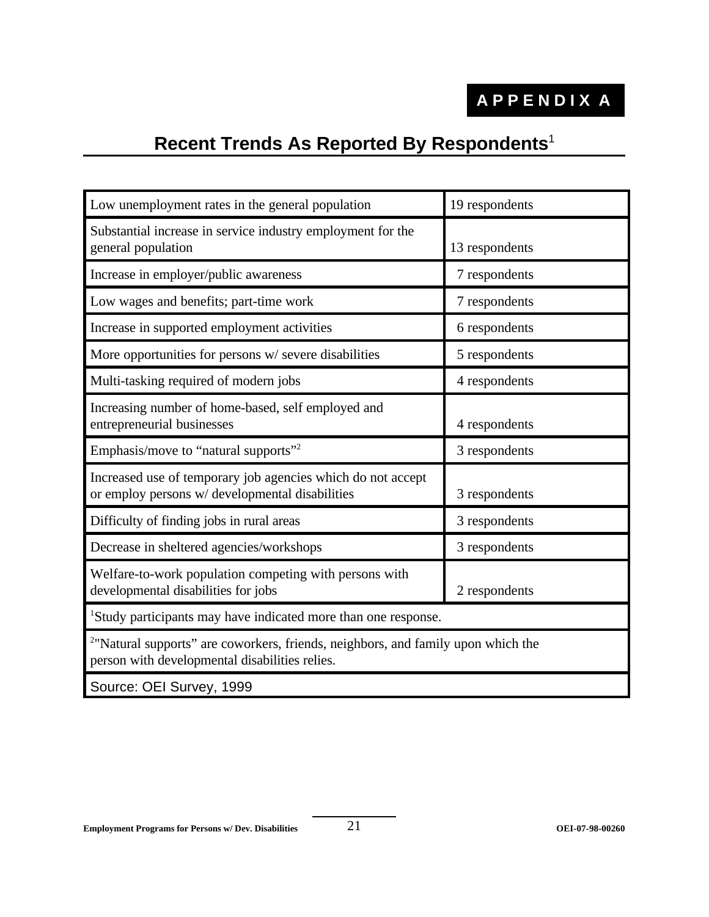# APPENDIX A

## Recent Trends As Reported By Respondents[1]

| Trend | Respondents |
| --- | --- |
| Low unemployment rates in the general population | 19 respondents |
| Substantial increase in service industry employment for the general population | 13 respondents |
| Increase in employer/public awareness | 7 respondents |
| Low wages and benefits; part-time work | 7 respondents |
| Increase in supported employment activities | 6 respondents |
| More opportunities for persons w/ severe disabilities | 5 respondents |
| Multi-tasking required of modern jobs | 4 respondents |
| Increasing number of home-based, self employed and entrepreneurial businesses | 4 respondents |
| Emphasis/move to "natural supports"[2] | 3 respondents |
| Increased use of temporary job agencies which do not accept or employ persons w/ developmental disabilities | 3 respondents |
| Difficulty of finding jobs in rural areas | 3 respondents |
| Decrease in sheltered agencies/workshops | 3 respondents |
| Welfare-to-work population competing with persons with developmental disabilities for jobs | 2 respondents |

[1]Study participants may have indicated more than one response.

[2]"Natural supports" are coworkers, friends, neighbors, and family upon which the person with developmental disabilities relies.

Source: OEI Survey, 1999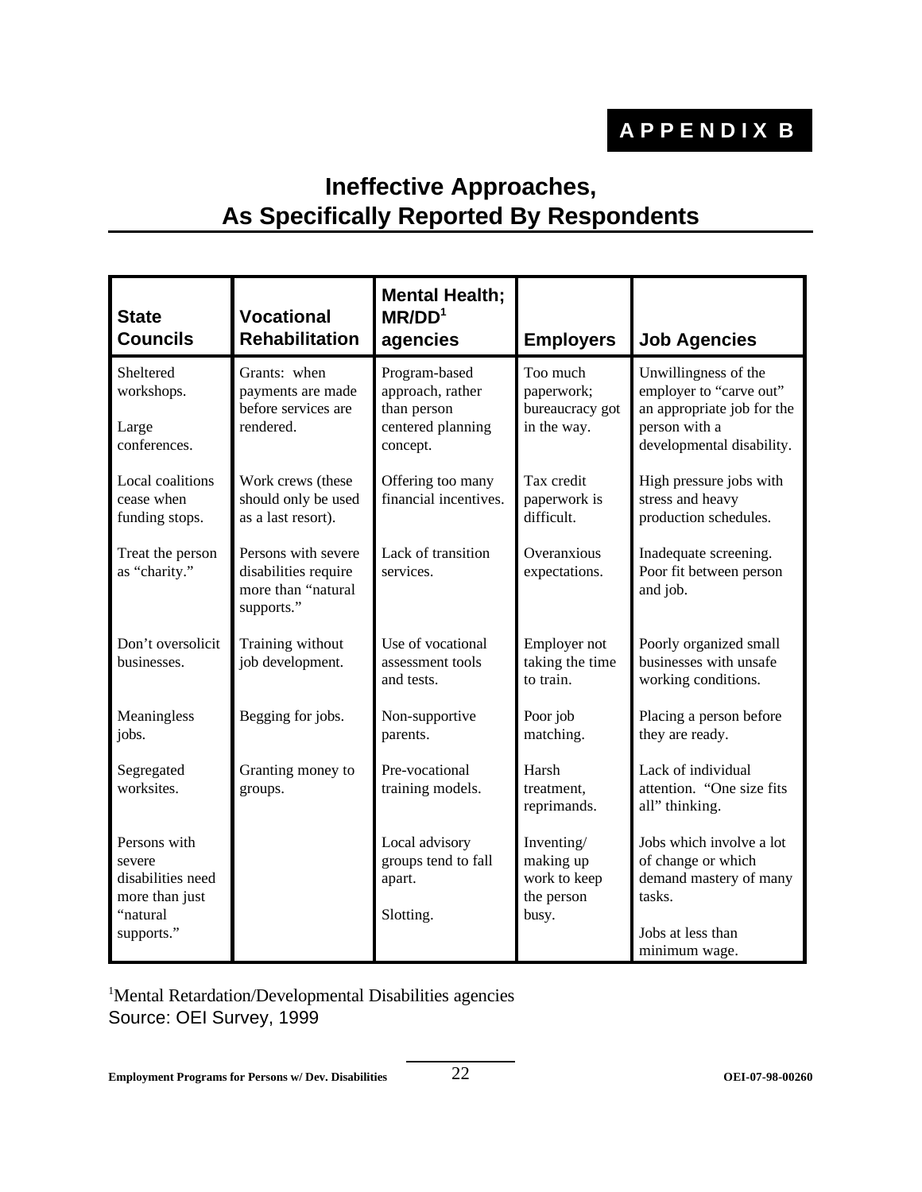# APPENDIX B

## Ineffective Approaches, As Specifically Reported By Respondents

| State Councils | Vocational Rehabilitation | Mental Health; MR/DD[1] agencies | Employers | Job Agencies |
|---|---|---|---|---|
| Sheltered workshops.<br><br>Large conferences. | Grants: when payments are made before services are rendered. | Program-based approach, rather than person centered planning concept. | Too much paperwork; bureaucracy got in the way. | Unwillingness of the employer to "carve out" an appropriate job for the person with a developmental disability. |
| Local coalitions cease when funding stops. | Work crews (these should only be used as a last resort). | Offering too many financial incentives. | Tax credit paperwork is difficult. | High pressure jobs with stress and heavy production schedules. |
| Treat the person as "charity." | Persons with severe disabilities require more than "natural supports." | Lack of transition services. | Overanxious expectations. | Inadequate screening. Poor fit between person and job. |
| Don't oversolicit businesses. | Training without job development. | Use of vocational assessment tools and tests. | Employer not taking the time to train. | Poorly organized small businesses with unsafe working conditions. |
| Meaningless jobs. | Begging for jobs. | Non-supportive parents. | Poor job matching. | Placing a person before they are ready. |
| Segregated worksites. | Granting money to groups. | Pre-vocational training models. | Harsh treatment, reprimands. | Lack of individual attention. "One size fits all" thinking. |
| Persons with severe disabilities need more than just "natural supports." | | Local advisory groups tend to fall apart.<br><br>Slotting. | Inventing/ making up work to keep the person busy. | Jobs which involve a lot of change or which demand mastery of many tasks.<br><br>Jobs at less than minimum wage. |

[1]Mental Retardation/Developmental Disabilities agencies

Source: OEI Survey, 1999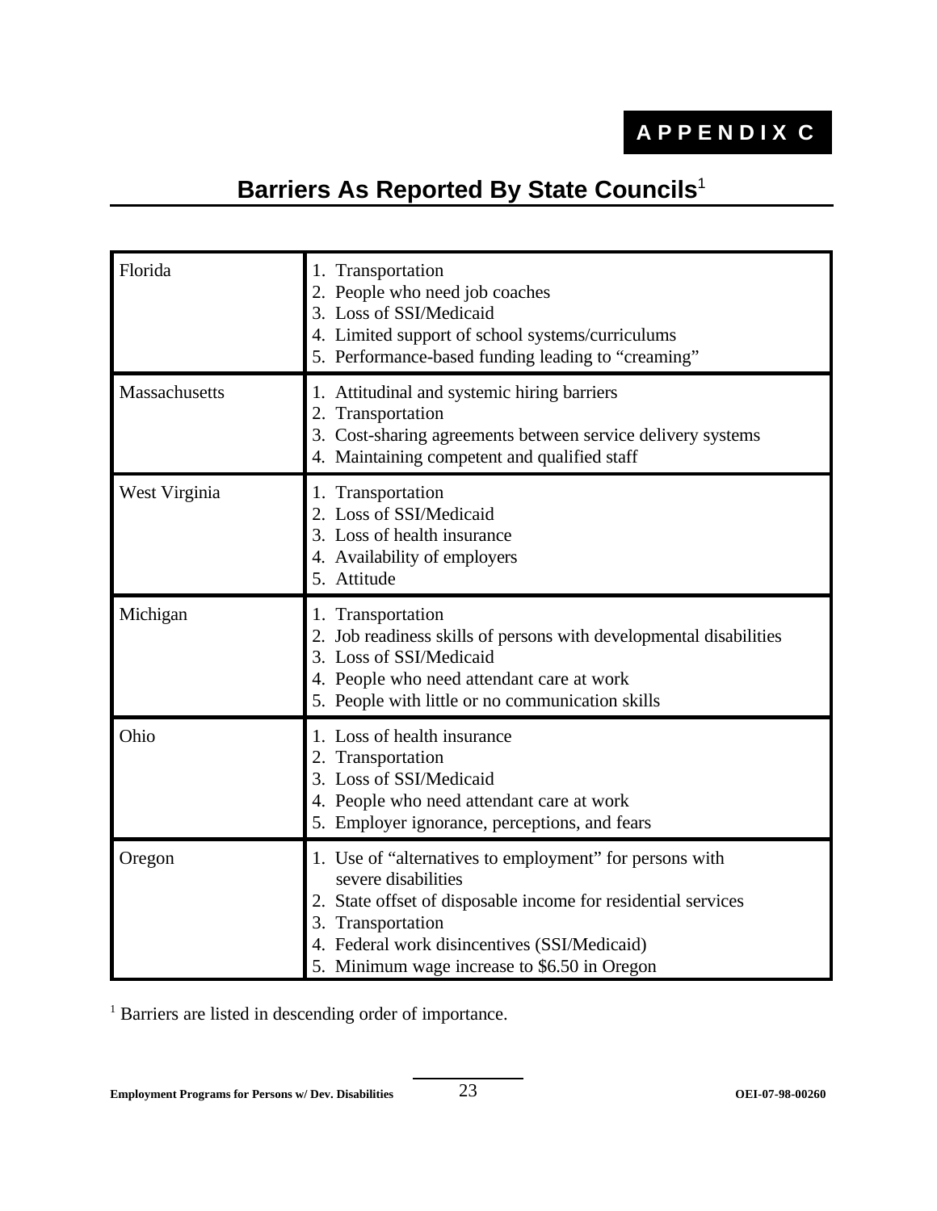**APPENDIX C**

## Barriers As Reported By State Councils[1]

| State | Barriers |
|---|---|
| Florida | 1. Transportation<br>2. People who need job coaches<br>3. Loss of SSI/Medicaid<br>4. Limited support of school systems/curriculums<br>5. Performance-based funding leading to "creaming" |
| Massachusetts | 1. Attitudinal and systemic hiring barriers<br>2. Transportation<br>3. Cost-sharing agreements between service delivery systems<br>4. Maintaining competent and qualified staff |
| West Virginia | 1. Transportation<br>2. Loss of SSI/Medicaid<br>3. Loss of health insurance<br>4. Availability of employers<br>5. Attitude |
| Michigan | 1. Transportation<br>2. Job readiness skills of persons with developmental disabilities<br>3. Loss of SSI/Medicaid<br>4. People who need attendant care at work<br>5. People with little or no communication skills |
| Ohio | 1. Loss of health insurance<br>2. Transportation<br>3. Loss of SSI/Medicaid<br>4. People who need attendant care at work<br>5. Employer ignorance, perceptions, and fears |
| Oregon | 1. Use of "alternatives to employment" for persons with severe disabilities<br>2. State offset of disposable income for residential services<br>3. Transportation<br>4. Federal work disincentives (SSI/Medicaid)<br>5. Minimum wage increase to $6.50 in Oregon |

[1] Barriers are listed in descending order of importance.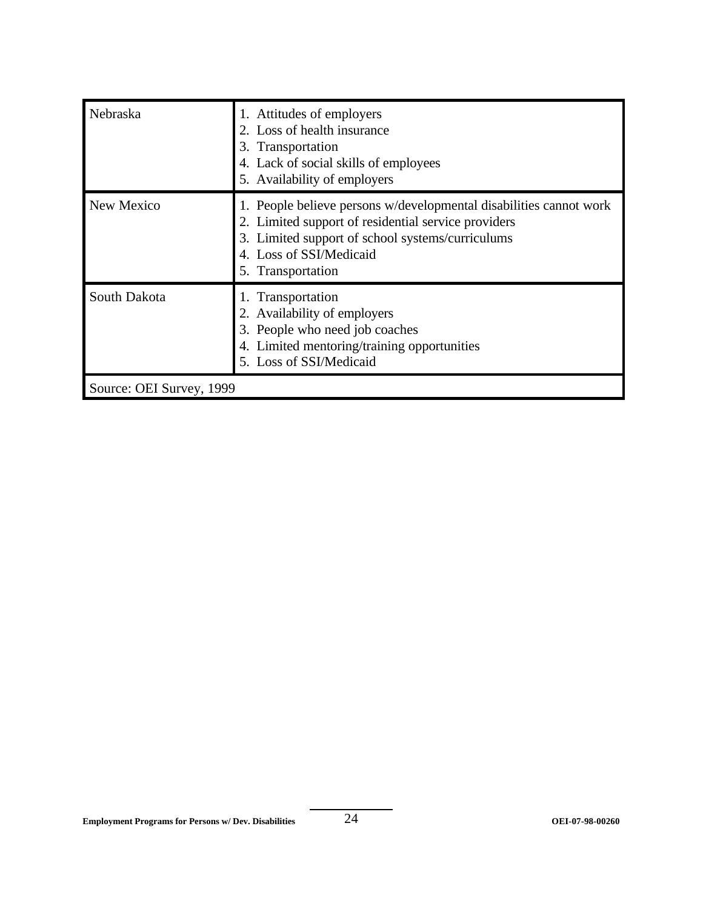| | |
|---|---|
| Nebraska | 1. Attitudes of employers<br>2. Loss of health insurance<br>3. Transportation<br>4. Lack of social skills of employees<br>5. Availability of employers |
| New Mexico | 1. People believe persons w/developmental disabilities cannot work<br>2. Limited support of residential service providers<br>3. Limited support of school systems/curriculums<br>4. Loss of SSI/Medicaid<br>5. Transportation |
| South Dakota | 1. Transportation<br>2. Availability of employers<br>3. People who need job coaches<br>4. Limited mentoring/training opportunities<br>5. Loss of SSI/Medicaid |
| Source: OEI Survey, 1999 | |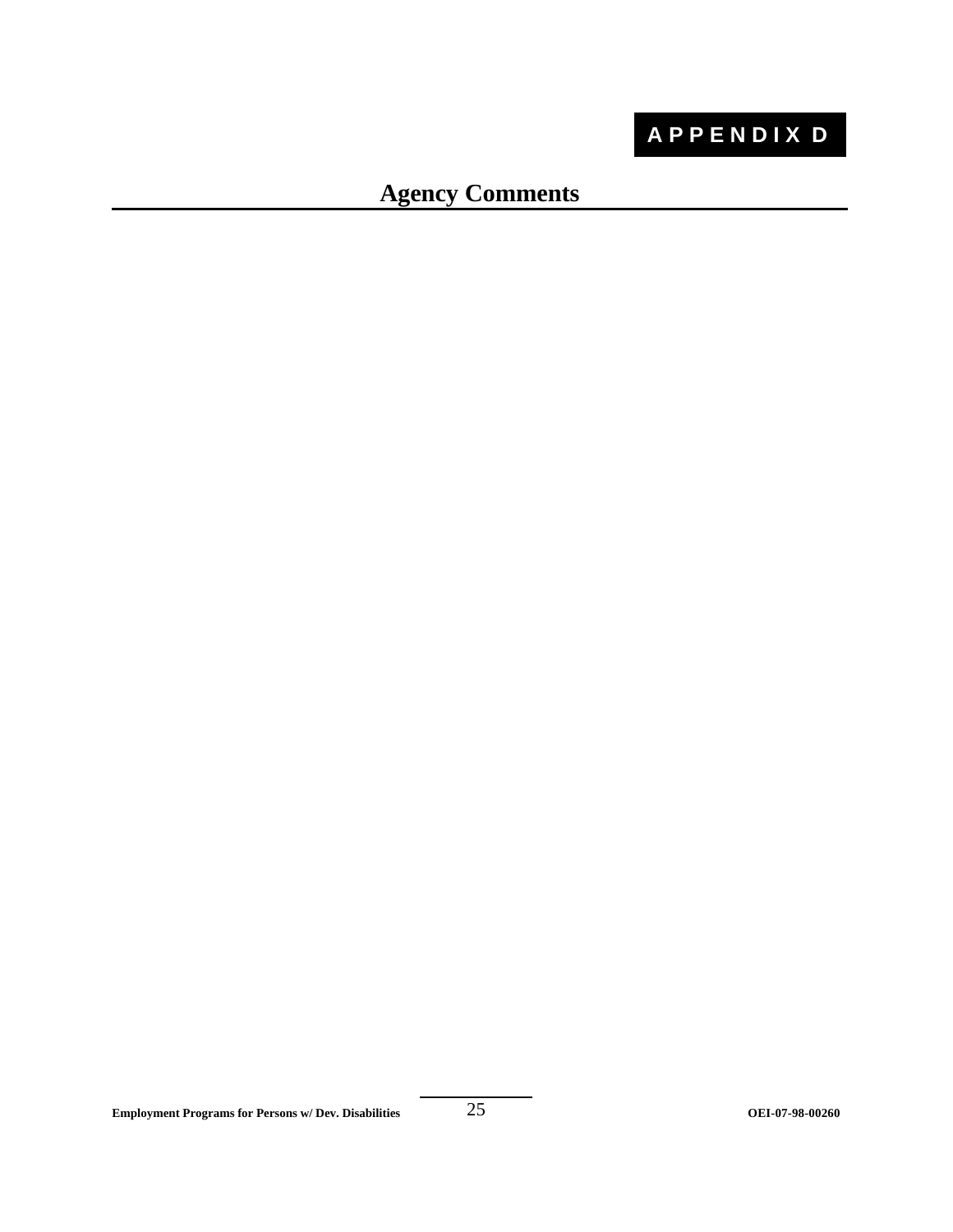# APPENDIX D

## Agency Comments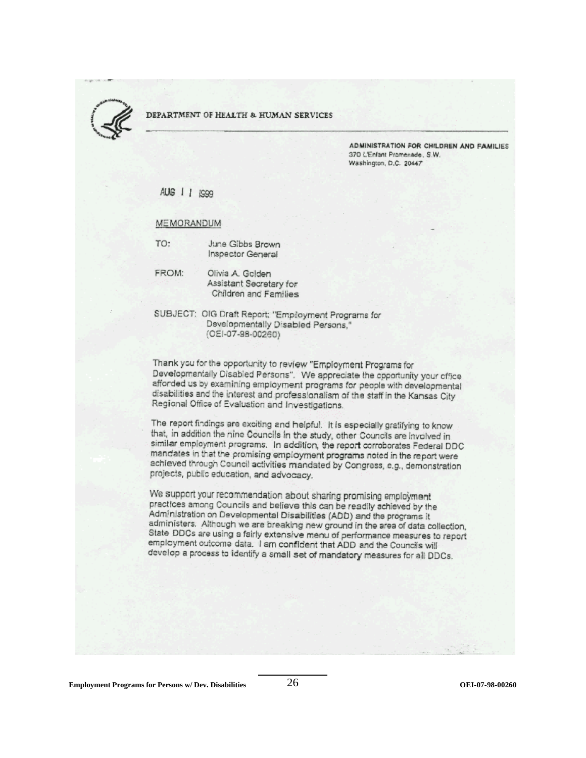DEPARTMENT OF HEALTH & HUMAN SERVICES

ADMINISTRATION FOR CHILDREN AND FAMILIES
370 L'Enfant Promenade, S.W.
Washington, D.C. 20447

AUG 11 1999

MEMORANDUM

TO: June Gibbs Brown
Inspector General

FROM: Olivia A. Golden
Assistant Secretary for
Children and Families

SUBJECT: OIG Draft Report: "Employment Programs for Developmentally Disabled Persons," (OEI-07-98-00260)

Thank you for the opportunity to review "Employment Programs for Developmentally Disabled Persons". We appreciate the opportunity your office afforded us by examining employment programs for people with developmental disabilities and the interest and professionalism of the staff in the Kansas City Regional Office of Evaluation and Investigations.

The report findings are exciting and helpful. It is especially gratifying to know that, in addition the nine Councils in the study, other Councils are involved in similar employment programs. In addition, the report corroborates Federal DDC mandates in that the promising employment programs noted in the report were achieved through Council activities mandated by Congress, e.g., demonstration projects, public education, and advocacy.

We support your recommendation about sharing promising employment practices among Councils and believe this can be readily achieved by the Administration on Developmental Disabilities (ADD) and the programs it administers. Although we are breaking new ground in the area of data collection, State DDCs are using a fairly extensive menu of performance measures to report employment outcome data. I am confident that ADD and the Councils will develop a process to identify a small set of mandatory measures for all DDCs.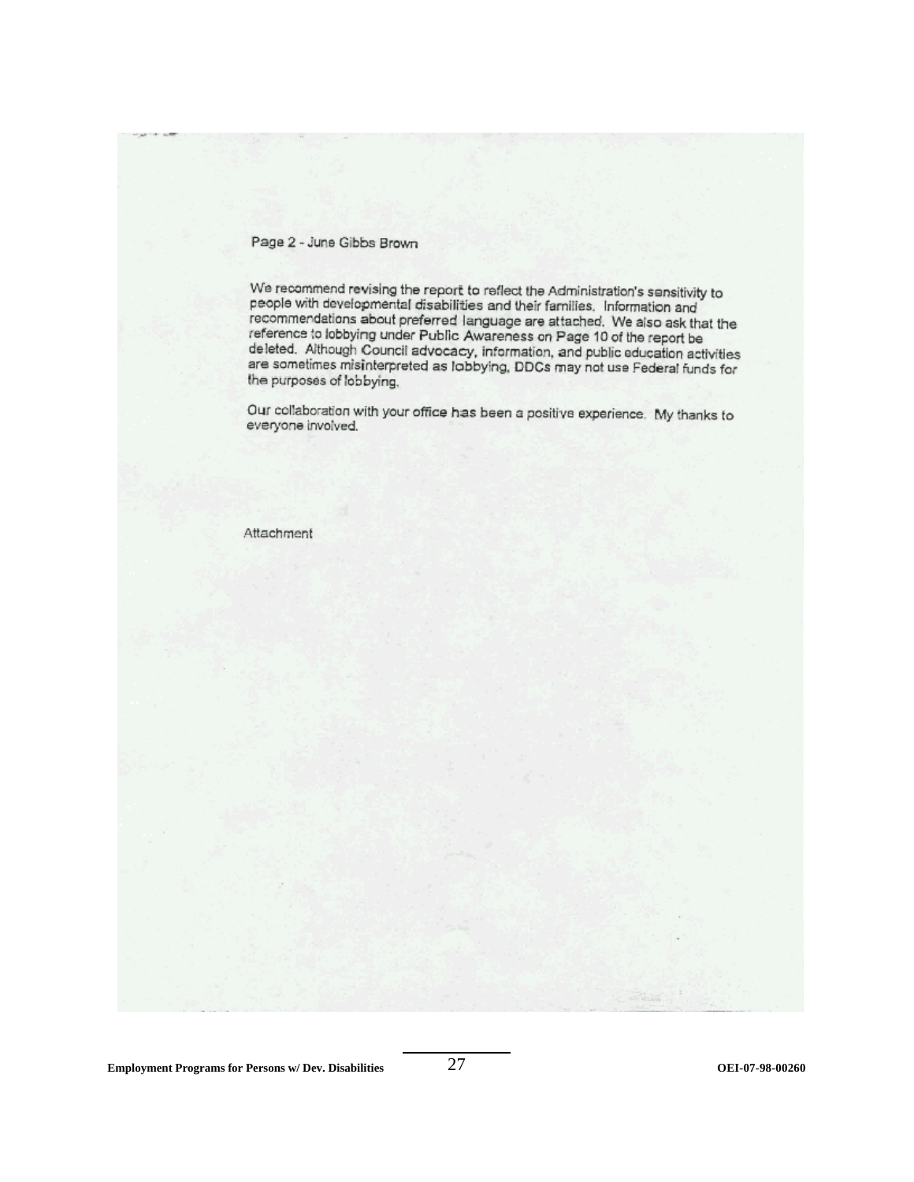Page 2 - June Gibbs Brown

We recommend revising the report to reflect the Administration's sensitivity to people with developmental disabilities and their families. Information and recommendations about preferred language are attached. We also ask that the reference to lobbying under Public Awareness on Page 10 of the report be deleted. Although Council advocacy, information, and public education activities are sometimes misinterpreted as lobbying, DDCs may not use Federal funds for the purposes of lobbying.

Our collaboration with your office has been a positive experience. My thanks to everyone involved.

Attachment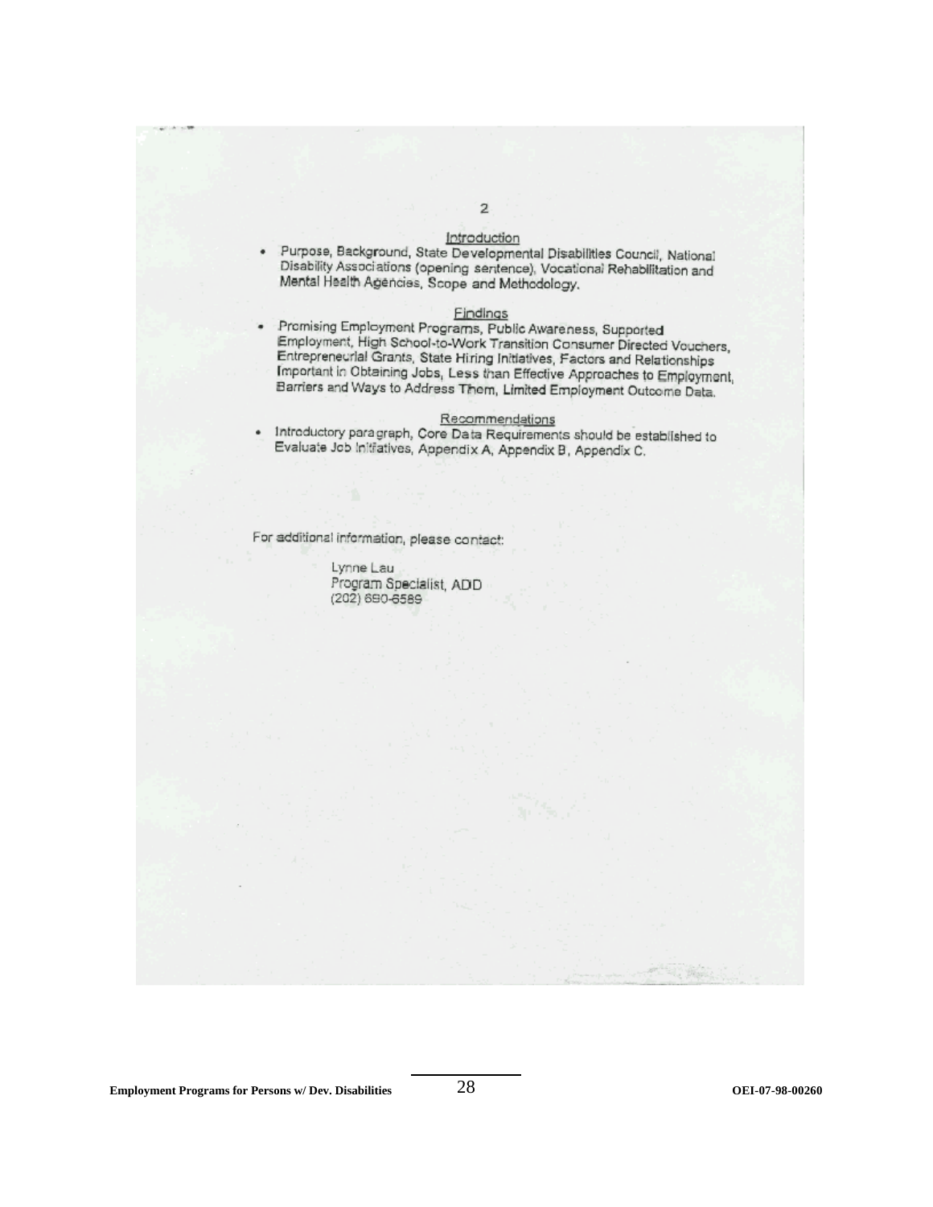2

Introduction

- Purpose, Background, State Developmental Disabilities Council, National Disability Associations (opening sentence), Vocational Rehabilitation and Mental Health Agencies, Scope and Methodology.

Findings

- Promising Employment Programs, Public Awareness, Supported Employment, High School-to-Work Transition Consumer Directed Vouchers, Entrepreneurial Grants, State Hiring Initiatives, Factors and Relationships Important in Obtaining Jobs, Less than Effective Approaches to Employment, Barriers and Ways to Address Them, Limited Employment Outcome Data.

Recommendations

- Introductory paragraph, Core Data Requirements should be established to Evaluate Job Initiatives, Appendix A, Appendix B, Appendix C.

For additional information, please contact:

Lynne Lau
Program Specialist, ADD
(202) 690-6589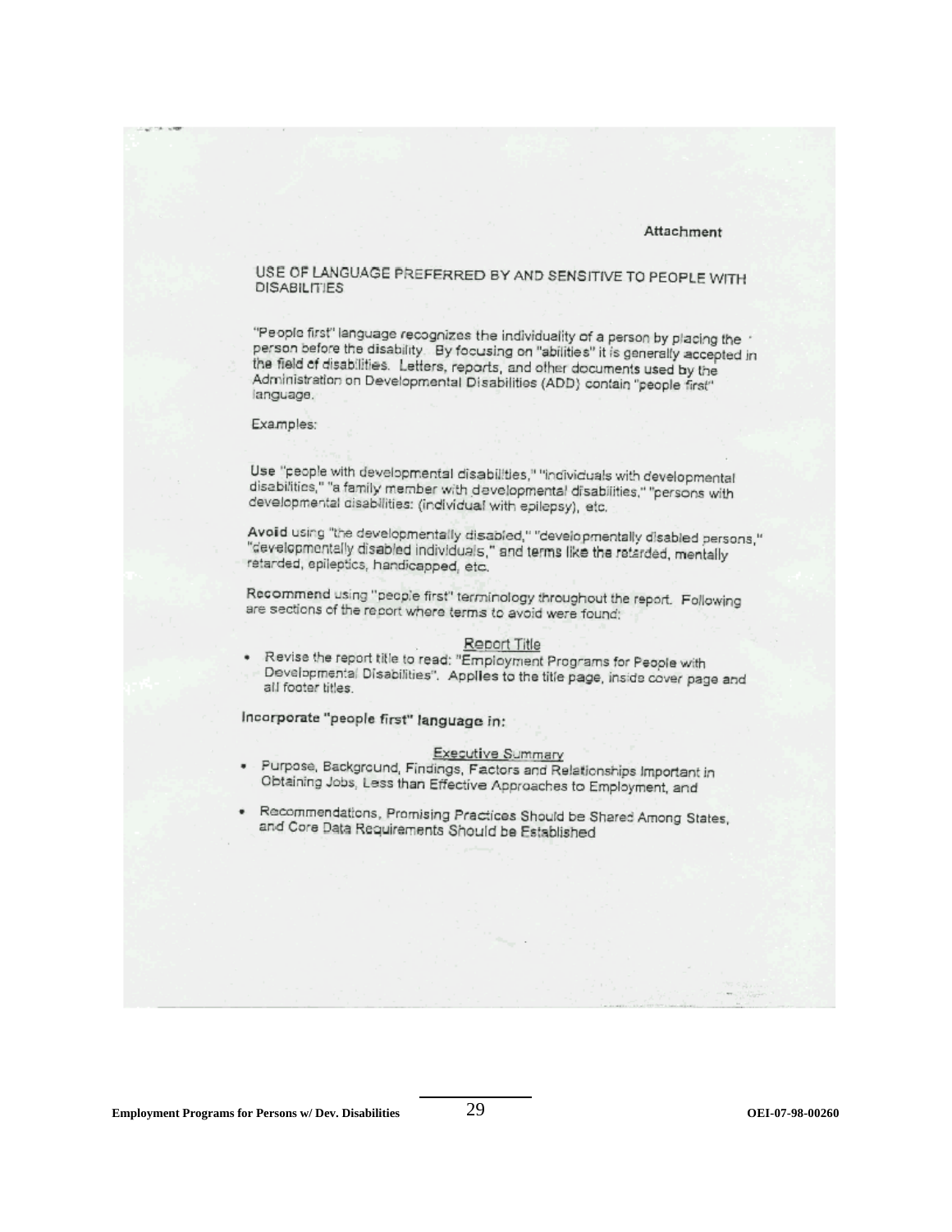Attachment

## USE OF LANGUAGE PREFERRED BY AND SENSITIVE TO PEOPLE WITH DISABILITIES

"People first" language recognizes the individuality of a person by placing the person before the disability. By focusing on "abilities" it is generally accepted in the field of disabilities. Letters, reports, and other documents used by the Administration on Developmental Disabilities (ADD) contain "people first" language.

Examples:

**Use** "people with developmental disabilities," "individuals with developmental disabilities," "a family member with developmental disabilities," "persons with developmental disabilities: (individual with epilepsy), etc.

**Avoid** using "the developmentally disabled," "developmentally disabled persons," "developmentally disabled individuals," and terms like the retarded, mentally retarded, epileptics, handicapped, etc.

**Recommend** using "people first" terminology throughout the report. Following are sections of the report where terms to avoid were found:

<u>Report Title</u>

- Revise the report title to read: "Employment Programs for People with Developmental Disabilities". Applies to the title page, inside cover page and all footer titles.

**Incorporate "people first" language in:**

<u>Executive Summary</u>

- Purpose, Background, Findings, Factors and Relationships Important in Obtaining Jobs, Less than Effective Approaches to Employment, and
- Recommendations, Promising Practices Should be Shared Among States, and Core Data Requirements Should be Established